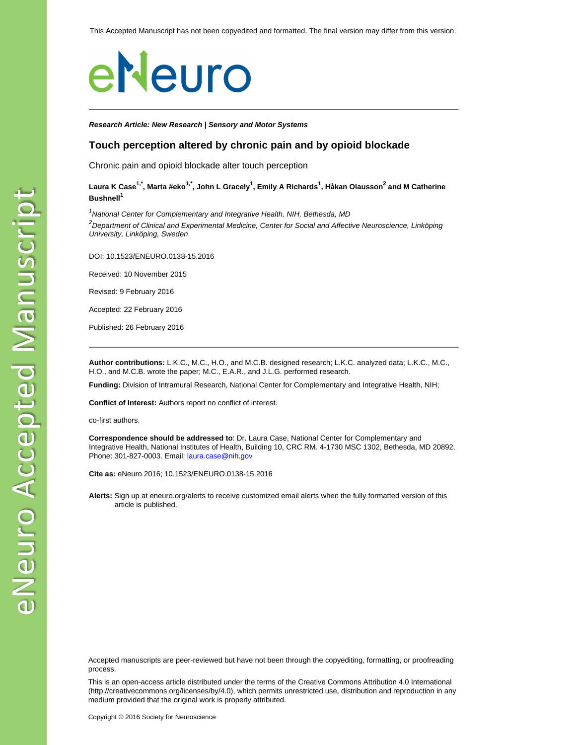This Accepted Manuscript has not been copyedited and formatted. The final version may differ from this version.

***Research Article: New Research | Sensory and Motor Systems***

# Touch perception altered by chronic pain and by opioid blockade

Chronic pain and opioid blockade alter touch perception

**Laura K Case[1,*], Marta #eko[1,*], John L Gracely[1], Emily A Richards[1], Håkan Olausson[2] and M Catherine Bushnell[1]**

[1]*National Center for Complementary and Integrative Health, NIH, Bethesda, MD*

[2]*Department of Clinical and Experimental Medicine, Center for Social and Affective Neuroscience, Linköping University, Linköping, Sweden*

DOI: 10.1523/ENEURO.0138-15.2016

Received: 10 November 2015

Revised: 9 February 2016

Accepted: 22 February 2016

Published: 26 February 2016

---

**Author contributions:** L.K.C., M.C., H.O., and M.C.B. designed research; L.K.C. analyzed data; L.K.C., M.C., H.O., and M.C.B. wrote the paper; M.C., E.A.R., and J.L.G. performed research.

**Funding:** Division of Intramural Research, National Center for Complementary and Integrative Health, NIH;

**Conflict of Interest:** Authors report no conflict of interest.

co-first authors.

**Correspondence should be addressed to**: Dr. Laura Case, National Center for Complementary and Integrative Health, National Institutes of Health, Building 10, CRC RM. 4-1730 MSC 1302, Bethesda, MD 20892. Phone: 301-827-0003. Email: laura.case@nih.gov

**Cite as:** eNeuro 2016; 10.1523/ENEURO.0138-15.2016

**Alerts:** Sign up at eneuro.org/alerts to receive customized email alerts when the fully formatted version of this article is published.

Accepted manuscripts are peer-reviewed but have not been through the copyediting, formatting, or proofreading process.

This is an open-access article distributed under the terms of the Creative Commons Attribution 4.0 International (http://creativecommons.org/licenses/by/4.0), which permits unrestricted use, distribution and reproduction in any medium provided that the original work is properly attributed.

Copyright © 2016 Society for Neuroscience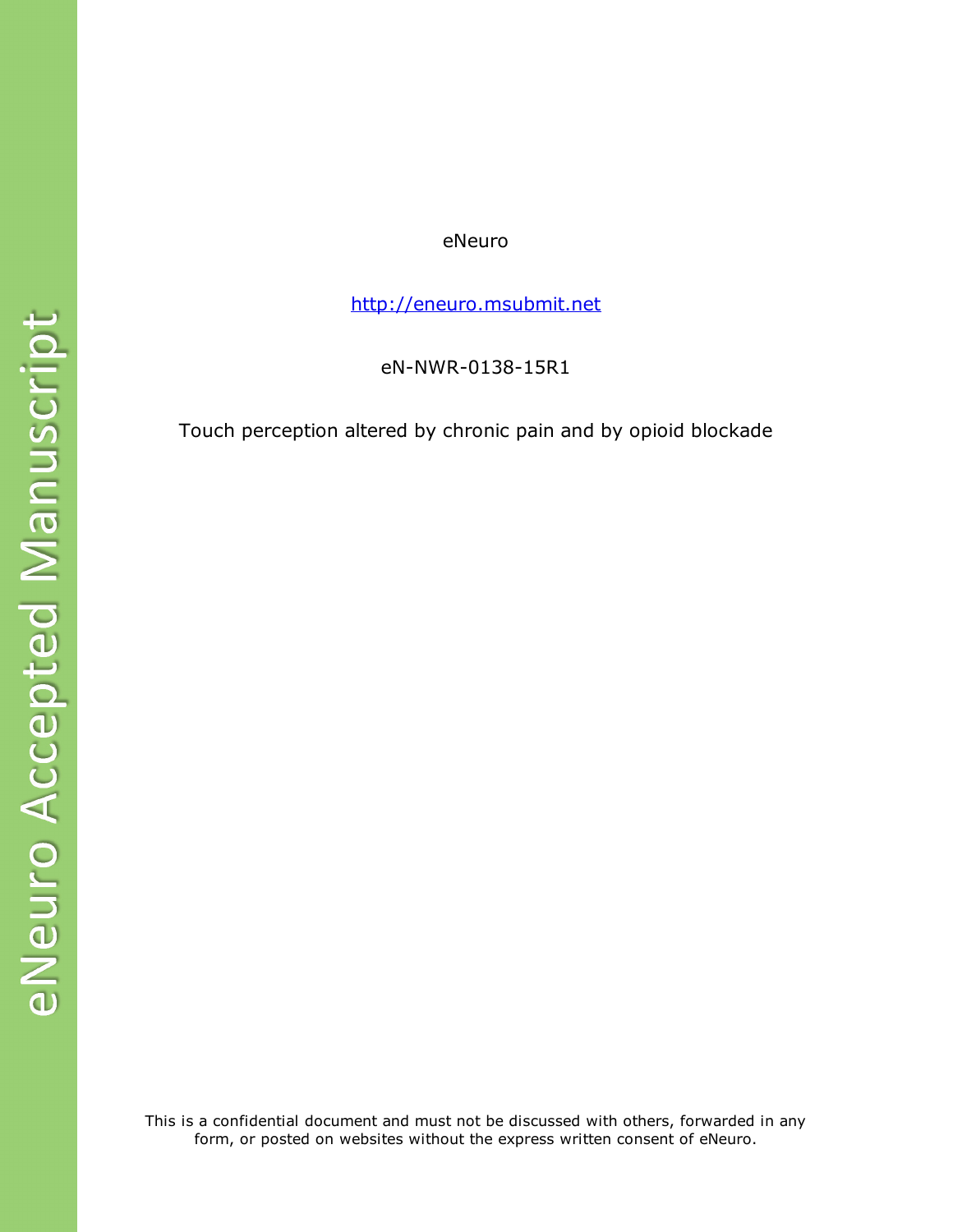eNeuro

http://eneuro.msubmit.net

eN-NWR-0138-15R1

Touch perception altered by chronic pain and by opioid blockade

This is a confidential document and must not be discussed with others, forwarded in any form, or posted on websites without the express written consent of eNeuro.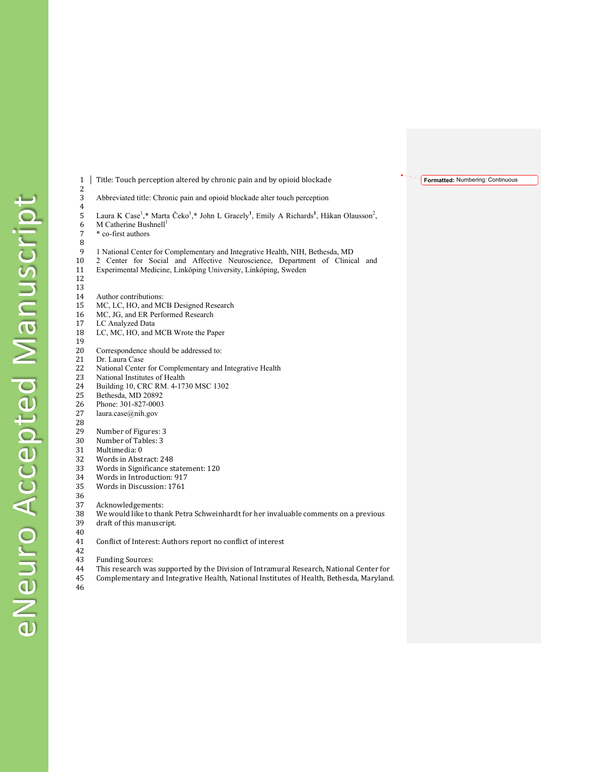Title: Touch perception altered by chronic pain and by opioid blockade

Abbreviated title: Chronic pain and opioid blockade alter touch perception

Laura K Case[1],* Marta Čeko[1],* John L Gracely[1], Emily A Richards[1], Håkan Olausson[2], M Catherine Bushnell[1]

* co-first authors

1 National Center for Complementary and Integrative Health, NIH, Bethesda, MD

2 Center for Social and Affective Neuroscience, Department of Clinical and Experimental Medicine, Linköping University, Linköping, Sweden

Author contributions:

MC, LC, HO, and MCB Designed Research

MC, JG, and ER Performed Research

LC Analyzed Data

LC, MC, HO, and MCB Wrote the Paper

Correspondence should be addressed to:

Dr. Laura Case

National Center for Complementary and Integrative Health

National Institutes of Health

Building 10, CRC RM. 4-1730 MSC 1302

Bethesda, MD 20892

Phone: 301-827-0003

laura.case@nih.gov

Number of Figures: 3

Number of Tables: 3

Multimedia: 0

Words in Abstract: 248

Words in Significance statement: 120

Words in Introduction: 917

Words in Discussion: 1761

Acknowledgements:

We would like to thank Petra Schweinhardt for her invaluable comments on a previous draft of this manuscript.

Conflict of Interest: Authors report no conflict of interest

Funding Sources:

This research was supported by the Division of Intramural Research, National Center for Complementary and Integrative Health, National Institutes of Health, Bethesda, Maryland.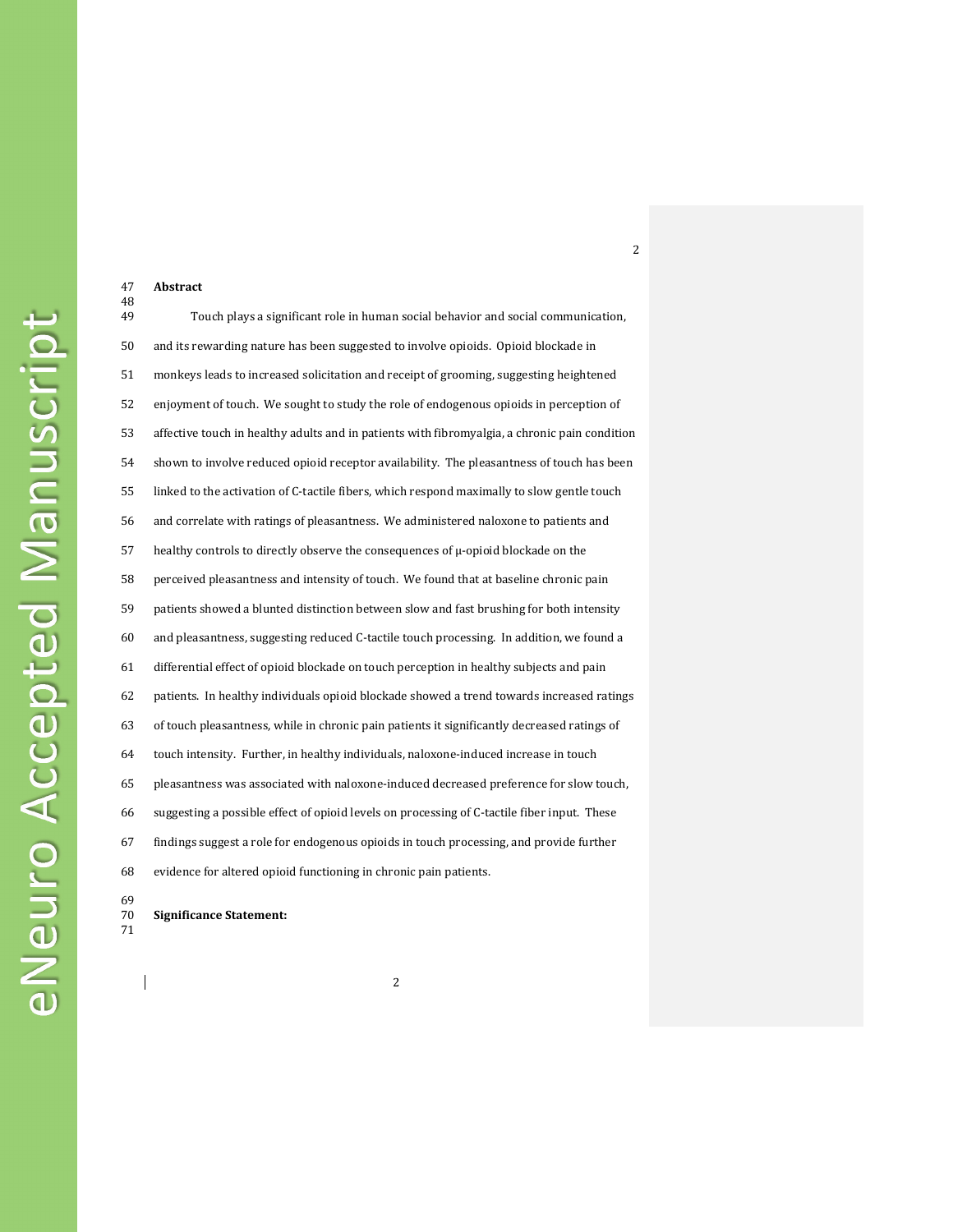## Abstract

Touch plays a significant role in human social behavior and social communication, and its rewarding nature has been suggested to involve opioids. Opioid blockade in monkeys leads to increased solicitation and receipt of grooming, suggesting heightened enjoyment of touch. We sought to study the role of endogenous opioids in perception of affective touch in healthy adults and in patients with fibromyalgia, a chronic pain condition shown to involve reduced opioid receptor availability. The pleasantness of touch has been linked to the activation of C-tactile fibers, which respond maximally to slow gentle touch and correlate with ratings of pleasantness. We administered naloxone to patients and healthy controls to directly observe the consequences of μ-opioid blockade on the perceived pleasantness and intensity of touch. We found that at baseline chronic pain patients showed a blunted distinction between slow and fast brushing for both intensity and pleasantness, suggesting reduced C-tactile touch processing. In addition, we found a differential effect of opioid blockade on touch perception in healthy subjects and pain patients. In healthy individuals opioid blockade showed a trend towards increased ratings of touch pleasantness, while in chronic pain patients it significantly decreased ratings of touch intensity. Further, in healthy individuals, naloxone-induced increase in touch pleasantness was associated with naloxone-induced decreased preference for slow touch, suggesting a possible effect of opioid levels on processing of C-tactile fiber input. These findings suggest a role for endogenous opioids in touch processing, and provide further evidence for altered opioid functioning in chronic pain patients.

## Significance Statement: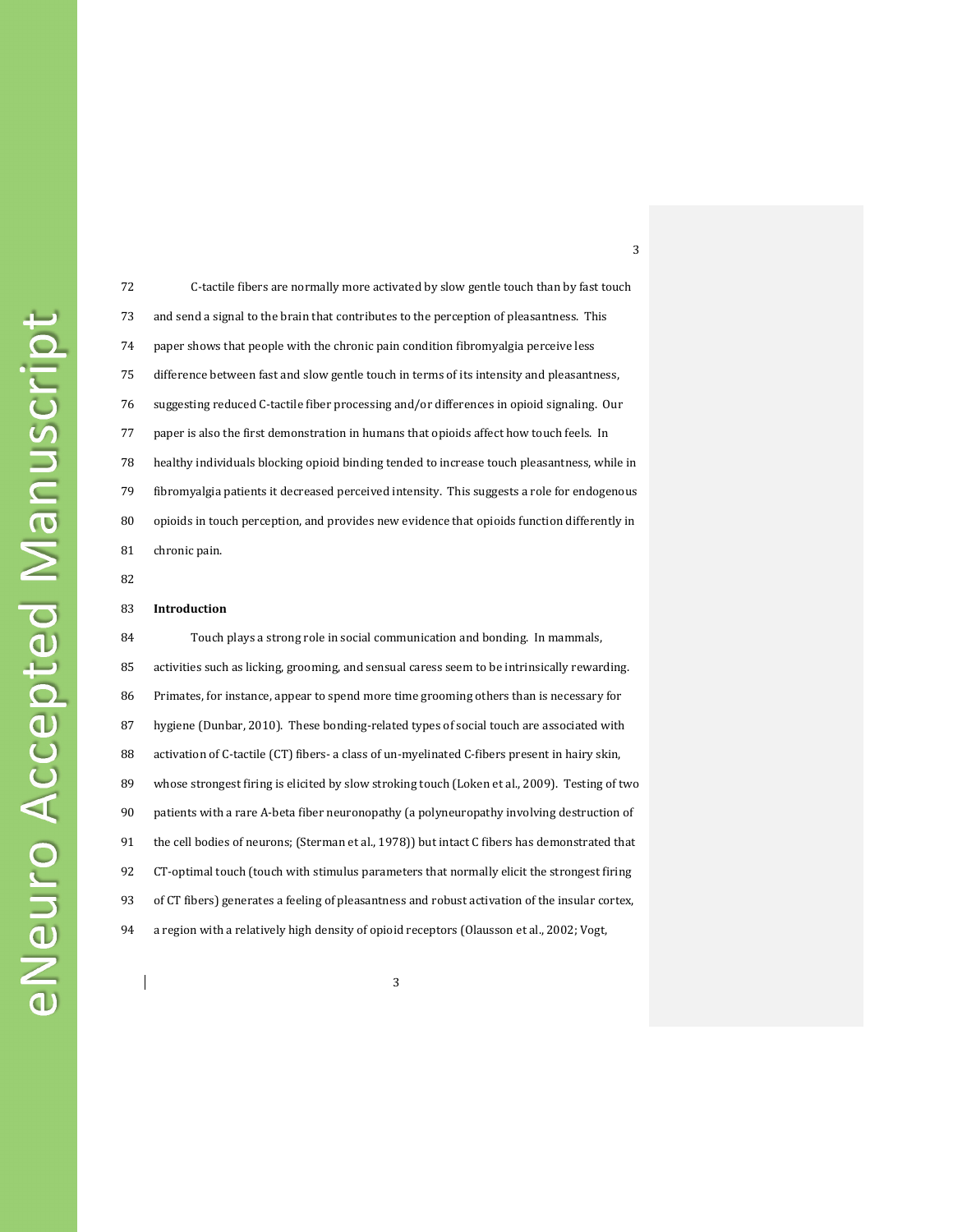C-tactile fibers are normally more activated by slow gentle touch than by fast touch and send a signal to the brain that contributes to the perception of pleasantness. This paper shows that people with the chronic pain condition fibromyalgia perceive less difference between fast and slow gentle touch in terms of its intensity and pleasantness, suggesting reduced C-tactile fiber processing and/or differences in opioid signaling. Our paper is also the first demonstration in humans that opioids affect how touch feels. In healthy individuals blocking opioid binding tended to increase touch pleasantness, while in fibromyalgia patients it decreased perceived intensity. This suggests a role for endogenous opioids in touch perception, and provides new evidence that opioids function differently in chronic pain.

**Introduction**

Touch plays a strong role in social communication and bonding. In mammals, activities such as licking, grooming, and sensual caress seem to be intrinsically rewarding. Primates, for instance, appear to spend more time grooming others than is necessary for hygiene (Dunbar, 2010). These bonding-related types of social touch are associated with activation of C-tactile (CT) fibers- a class of un-myelinated C-fibers present in hairy skin, whose strongest firing is elicited by slow stroking touch (Loken et al., 2009). Testing of two patients with a rare A-beta fiber neuronopathy (a polyneuropathy involving destruction of the cell bodies of neurons; (Sterman et al., 1978)) but intact C fibers has demonstrated that CT-optimal touch (touch with stimulus parameters that normally elicit the strongest firing of CT fibers) generates a feeling of pleasantness and robust activation of the insular cortex, a region with a relatively high density of opioid receptors (Olausson et al., 2002; Vogt,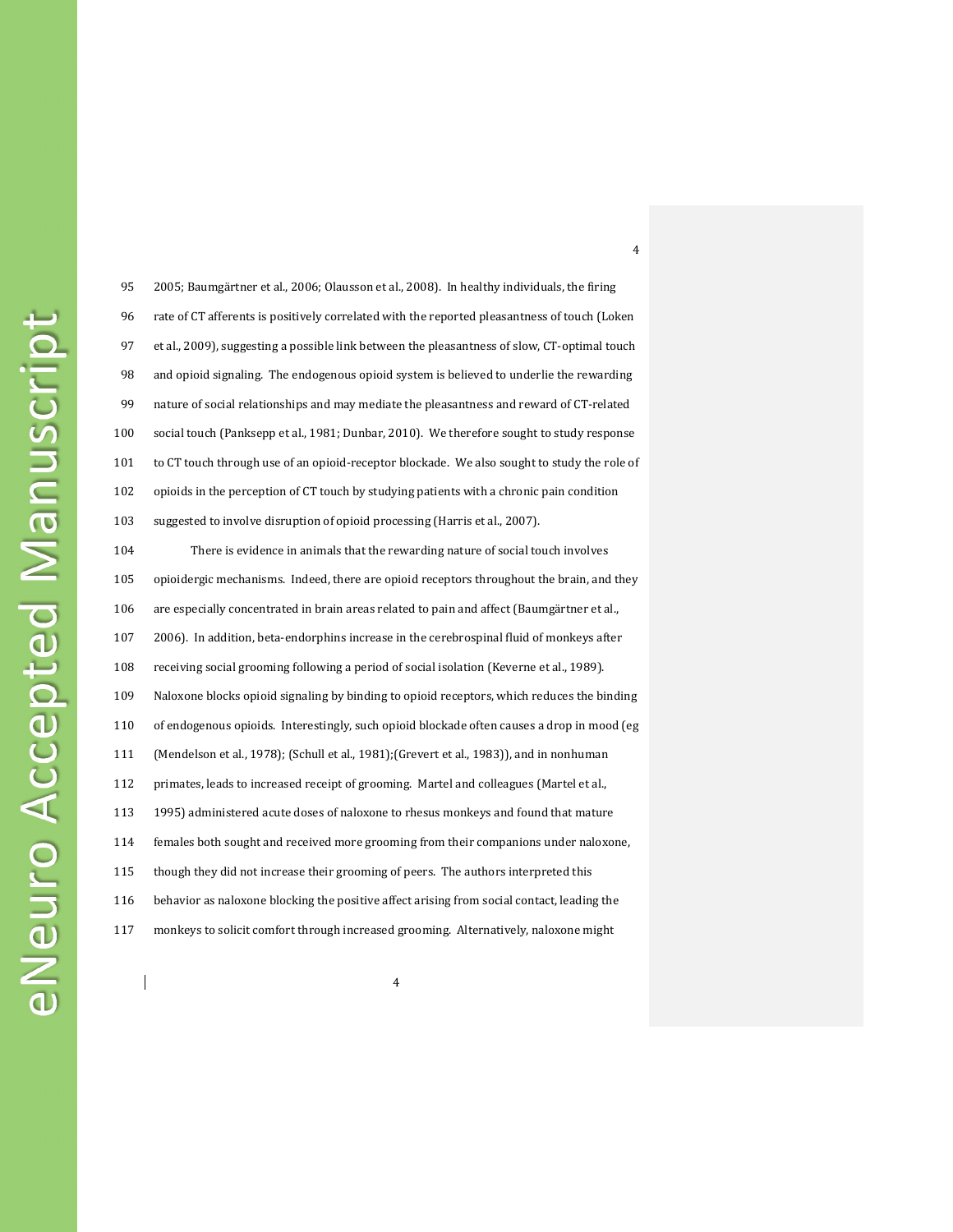2005; Baumgärtner et al., 2006; Olausson et al., 2008). In healthy individuals, the firing rate of CT afferents is positively correlated with the reported pleasantness of touch (Loken et al., 2009), suggesting a possible link between the pleasantness of slow, CT-optimal touch and opioid signaling. The endogenous opioid system is believed to underlie the rewarding nature of social relationships and may mediate the pleasantness and reward of CT-related social touch (Panksepp et al., 1981; Dunbar, 2010). We therefore sought to study response to CT touch through use of an opioid-receptor blockade. We also sought to study the role of opioids in the perception of CT touch by studying patients with a chronic pain condition suggested to involve disruption of opioid processing (Harris et al., 2007).

There is evidence in animals that the rewarding nature of social touch involves opioidergic mechanisms. Indeed, there are opioid receptors throughout the brain, and they are especially concentrated in brain areas related to pain and affect (Baumgärtner et al., 2006). In addition, beta-endorphins increase in the cerebrospinal fluid of monkeys after receiving social grooming following a period of social isolation (Keverne et al., 1989). Naloxone blocks opioid signaling by binding to opioid receptors, which reduces the binding of endogenous opioids. Interestingly, such opioid blockade often causes a drop in mood (eg (Mendelson et al., 1978); (Schull et al., 1981);(Grevert et al., 1983)), and in nonhuman primates, leads to increased receipt of grooming. Martel and colleagues (Martel et al., 1995) administered acute doses of naloxone to rhesus monkeys and found that mature females both sought and received more grooming from their companions under naloxone, though they did not increase their grooming of peers. The authors interpreted this behavior as naloxone blocking the positive affect arising from social contact, leading the monkeys to solicit comfort through increased grooming. Alternatively, naloxone might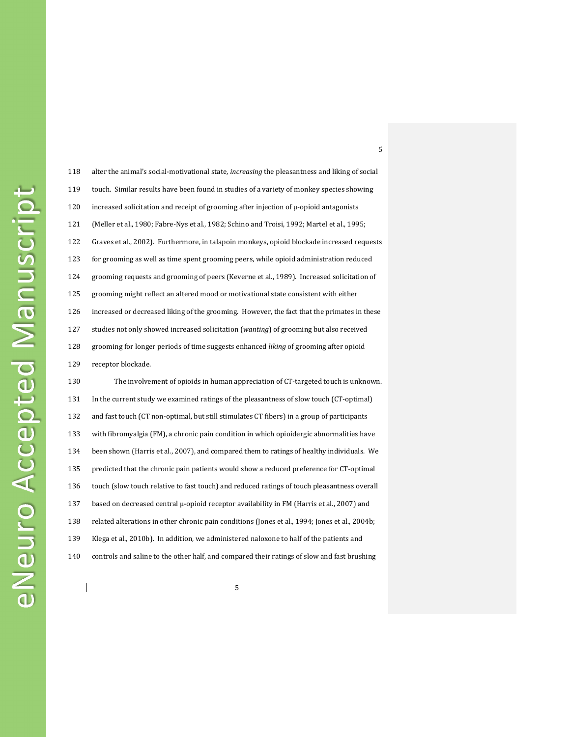alter the animal's social-motivational state, *increasing* the pleasantness and liking of social touch. Similar results have been found in studies of a variety of monkey species showing increased solicitation and receipt of grooming after injection of μ-opioid antagonists (Meller et al., 1980; Fabre-Nys et al., 1982; Schino and Troisi, 1992; Martel et al., 1995; Graves et al., 2002). Furthermore, in talapoin monkeys, opioid blockade increased requests for grooming as well as time spent grooming peers, while opioid administration reduced grooming requests and grooming of peers (Keverne et al., 1989). Increased solicitation of grooming might reflect an altered mood or motivational state consistent with either increased or decreased liking of the grooming. However, the fact that the primates in these studies not only showed increased solicitation (*wanting*) of grooming but also received grooming for longer periods of time suggests enhanced *liking* of grooming after opioid receptor blockade.

The involvement of opioids in human appreciation of CT-targeted touch is unknown. In the current study we examined ratings of the pleasantness of slow touch (CT-optimal) and fast touch (CT non-optimal, but still stimulates CT fibers) in a group of participants with fibromyalgia (FM), a chronic pain condition in which opioidergic abnormalities have been shown (Harris et al., 2007), and compared them to ratings of healthy individuals. We predicted that the chronic pain patients would show a reduced preference for CT-optimal touch (slow touch relative to fast touch) and reduced ratings of touch pleasantness overall based on decreased central μ-opioid receptor availability in FM (Harris et al., 2007) and related alterations in other chronic pain conditions (Jones et al., 1994; Jones et al., 2004b; Klega et al., 2010b). In addition, we administered naloxone to half of the patients and controls and saline to the other half, and compared their ratings of slow and fast brushing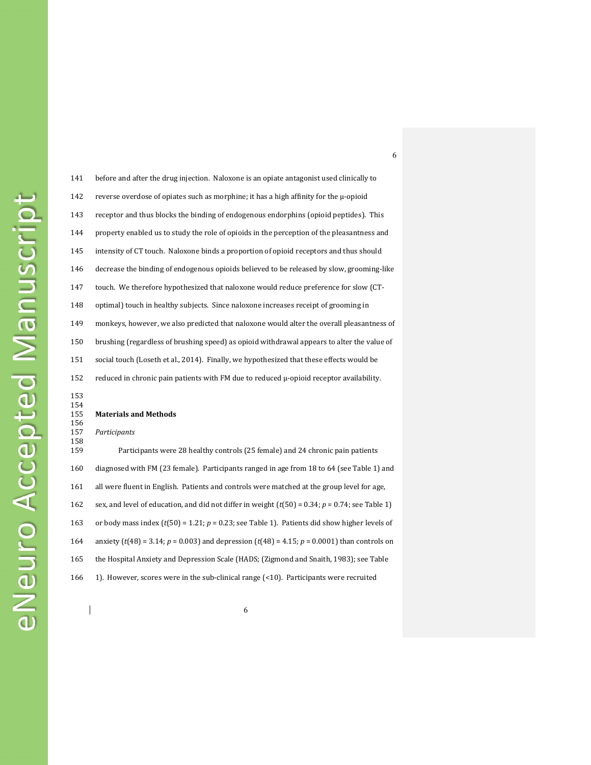before and after the drug injection. Naloxone is an opiate antagonist used clinically to reverse overdose of opiates such as morphine; it has a high affinity for the μ-opioid receptor and thus blocks the binding of endogenous endorphins (opioid peptides). This property enabled us to study the role of opioids in the perception of the pleasantness and intensity of CT touch. Naloxone binds a proportion of opioid receptors and thus should decrease the binding of endogenous opioids believed to be released by slow, grooming-like touch. We therefore hypothesized that naloxone would reduce preference for slow (CT-optimal) touch in healthy subjects. Since naloxone increases receipt of grooming in monkeys, however, we also predicted that naloxone would alter the overall pleasantness of brushing (regardless of brushing speed) as opioid withdrawal appears to alter the value of social touch (Loseth et al., 2014). Finally, we hypothesized that these effects would be reduced in chronic pain patients with FM due to reduced μ-opioid receptor availability.

## Materials and Methods

### *Participants*

Participants were 28 healthy controls (25 female) and 24 chronic pain patients diagnosed with FM (23 female). Participants ranged in age from 18 to 64 (see Table 1) and all were fluent in English. Patients and controls were matched at the group level for age, sex, and level of education, and did not differ in weight ($t(50) = 0.34$; $p = 0.74$; see Table 1) or body mass index ($t(50) = 1.21$; $p = 0.23$; see Table 1). Patients did show higher levels of anxiety ($t(48) = 3.14$; $p = 0.003$) and depression ($t(48) = 4.15$; $p = 0.0001$) than controls on the Hospital Anxiety and Depression Scale (HADS; (Zigmond and Snaith, 1983); see Table 1). However, scores were in the sub-clinical range (<10). Participants were recruited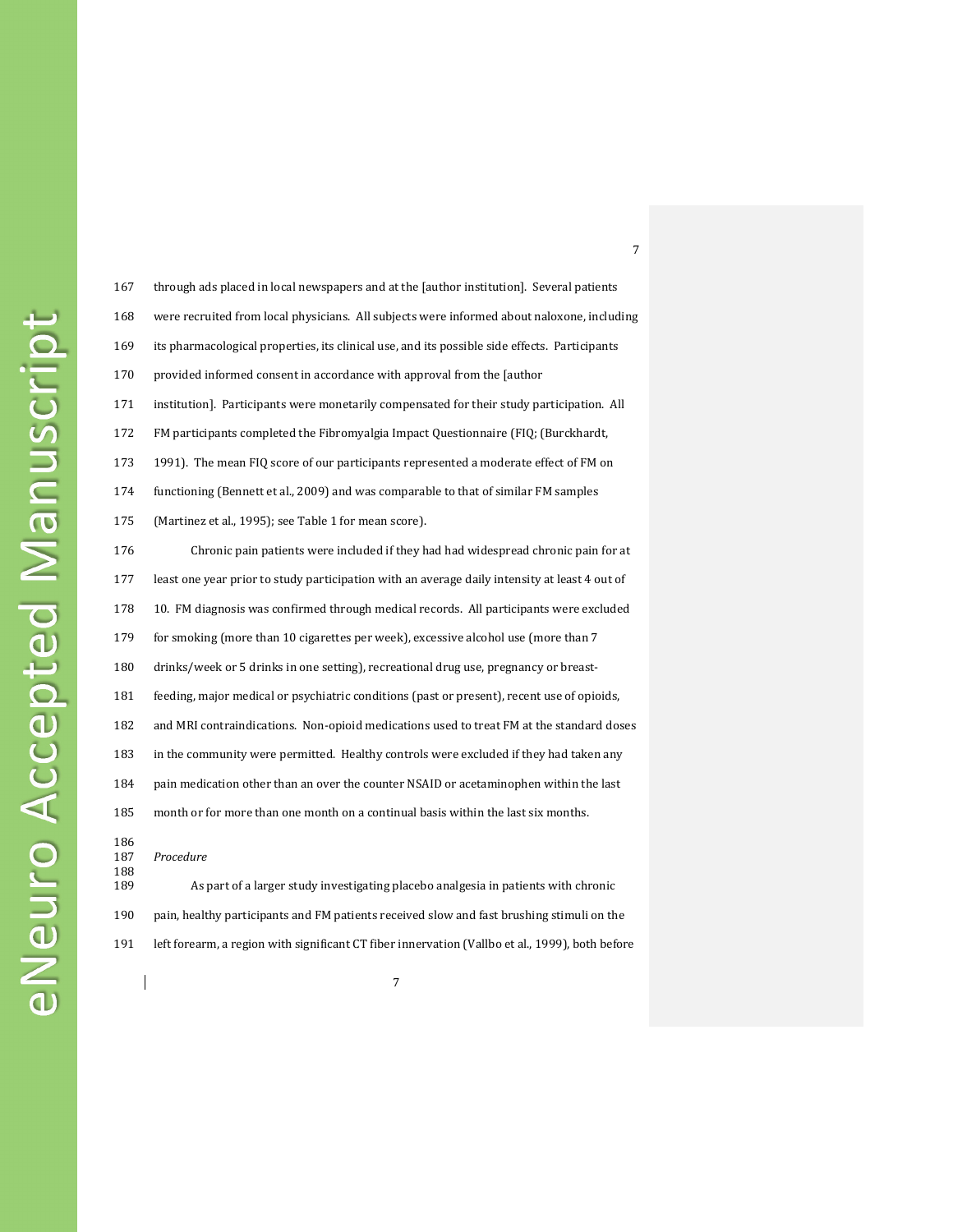through ads placed in local newspapers and at the [author institution]. Several patients were recruited from local physicians. All subjects were informed about naloxone, including its pharmacological properties, its clinical use, and its possible side effects. Participants provided informed consent in accordance with approval from the [author institution]. Participants were monetarily compensated for their study participation. All FM participants completed the Fibromyalgia Impact Questionnaire (FIQ; (Burckhardt, 1991). The mean FIQ score of our participants represented a moderate effect of FM on functioning (Bennett et al., 2009) and was comparable to that of similar FM samples (Martinez et al., 1995); see Table 1 for mean score).

Chronic pain patients were included if they had had widespread chronic pain for at least one year prior to study participation with an average daily intensity at least 4 out of 10. FM diagnosis was confirmed through medical records. All participants were excluded for smoking (more than 10 cigarettes per week), excessive alcohol use (more than 7 drinks/week or 5 drinks in one setting), recreational drug use, pregnancy or breast-feeding, major medical or psychiatric conditions (past or present), recent use of opioids, and MRI contraindications. Non-opioid medications used to treat FM at the standard doses in the community were permitted. Healthy controls were excluded if they had taken any pain medication other than an over the counter NSAID or acetaminophen within the last month or for more than one month on a continual basis within the last six months.

*Procedure*

As part of a larger study investigating placebo analgesia in patients with chronic pain, healthy participants and FM patients received slow and fast brushing stimuli on the left forearm, a region with significant CT fiber innervation (Vallbo et al., 1999), both before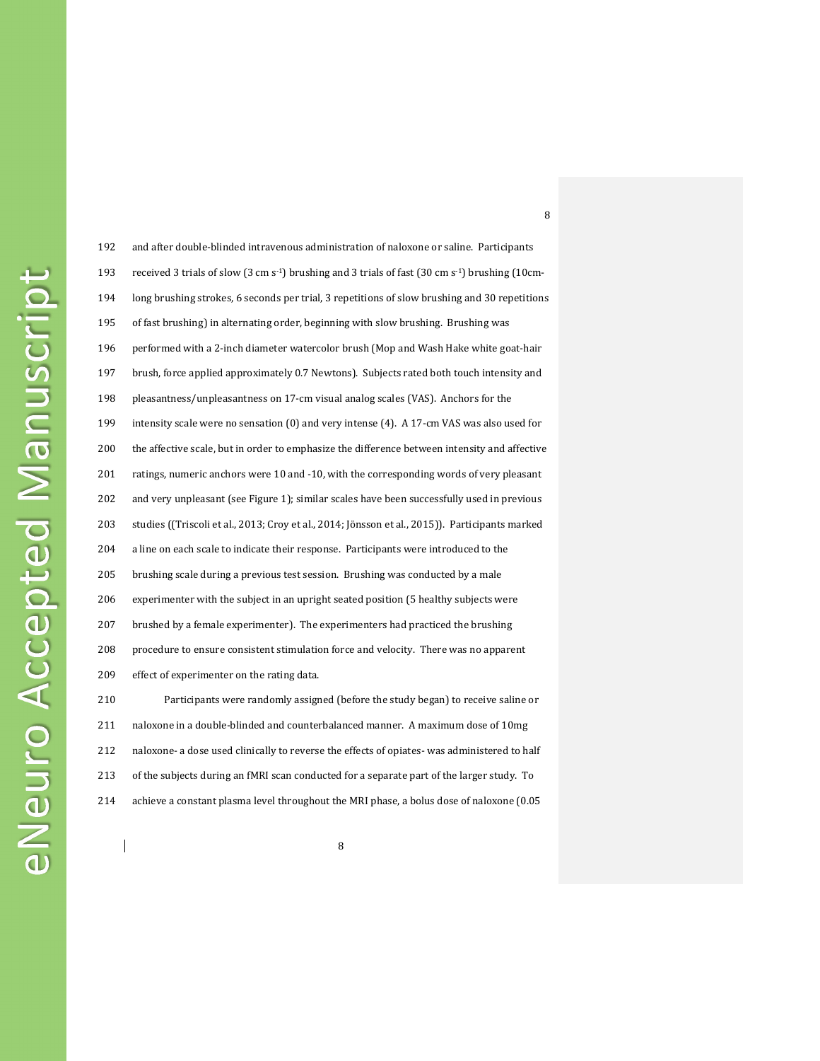and after double-blinded intravenous administration of naloxone or saline. Participants received 3 trials of slow (3 cm $s^{-1}$) brushing and 3 trials of fast (30 cm $s^{-1}$) brushing (10cm-long brushing strokes, 6 seconds per trial, 3 repetitions of slow brushing and 30 repetitions of fast brushing) in alternating order, beginning with slow brushing. Brushing was performed with a 2-inch diameter watercolor brush (Mop and Wash Hake white goat-hair brush, force applied approximately 0.7 Newtons). Subjects rated both touch intensity and pleasantness/unpleasantness on 17-cm visual analog scales (VAS). Anchors for the intensity scale were no sensation (0) and very intense (4). A 17-cm VAS was also used for the affective scale, but in order to emphasize the difference between intensity and affective ratings, numeric anchors were 10 and -10, with the corresponding words of very pleasant and very unpleasant (see Figure 1); similar scales have been successfully used in previous studies ((Triscoli et al., 2013; Croy et al., 2014; Jönsson et al., 2015)). Participants marked a line on each scale to indicate their response. Participants were introduced to the brushing scale during a previous test session. Brushing was conducted by a male experimenter with the subject in an upright seated position (5 healthy subjects were brushed by a female experimenter). The experimenters had practiced the brushing procedure to ensure consistent stimulation force and velocity. There was no apparent effect of experimenter on the rating data.

Participants were randomly assigned (before the study began) to receive saline or naloxone in a double-blinded and counterbalanced manner. A maximum dose of 10mg naloxone- a dose used clinically to reverse the effects of opiates- was administered to half of the subjects during an fMRI scan conducted for a separate part of the larger study. To achieve a constant plasma level throughout the MRI phase, a bolus dose of naloxone (0.05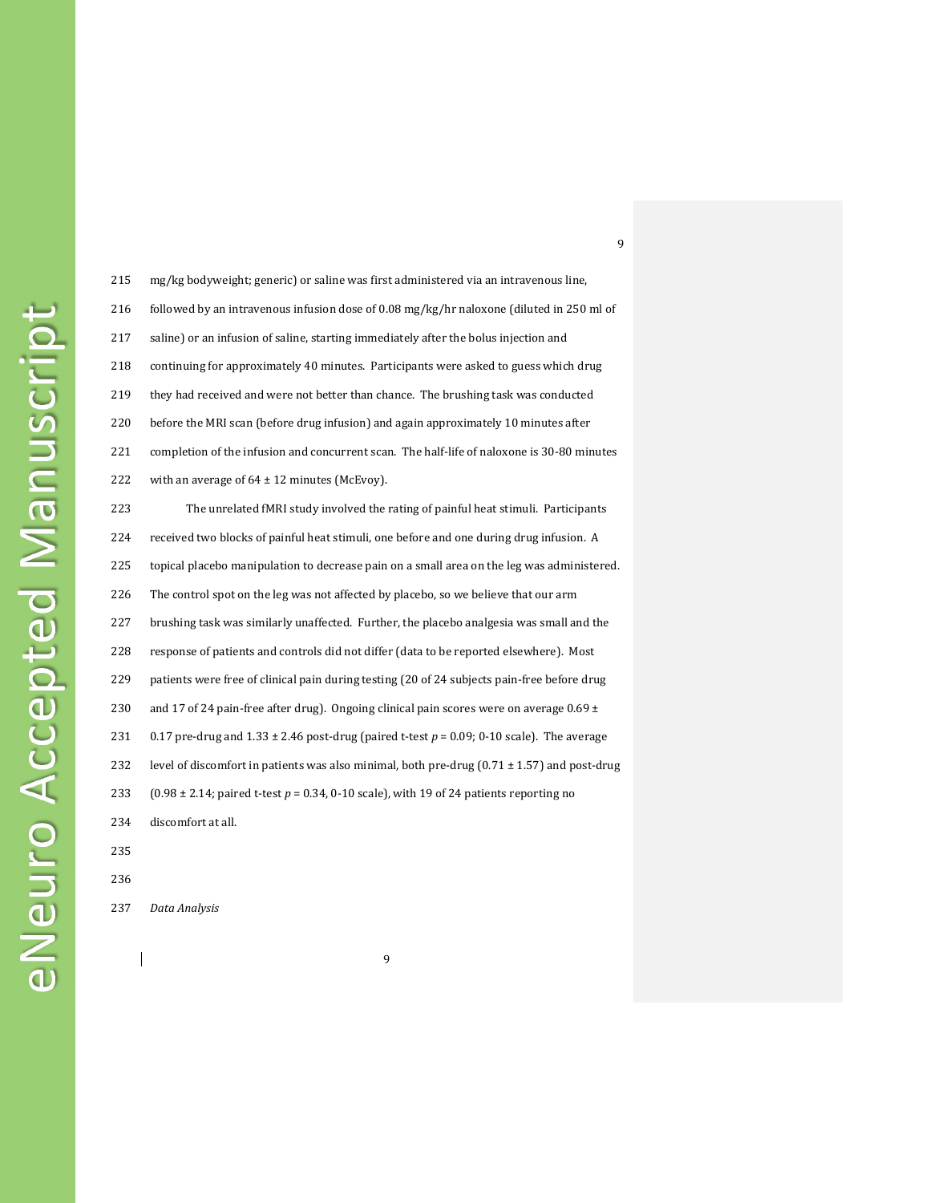mg/kg bodyweight; generic) or saline was first administered via an intravenous line, followed by an intravenous infusion dose of 0.08 mg/kg/hr naloxone (diluted in 250 ml of saline) or an infusion of saline, starting immediately after the bolus injection and continuing for approximately 40 minutes. Participants were asked to guess which drug they had received and were not better than chance. The brushing task was conducted before the MRI scan (before drug infusion) and again approximately 10 minutes after completion of the infusion and concurrent scan. The half-life of naloxone is 30-80 minutes with an average of 64 ± 12 minutes (McEvoy).

The unrelated fMRI study involved the rating of painful heat stimuli. Participants received two blocks of painful heat stimuli, one before and one during drug infusion. A topical placebo manipulation to decrease pain on a small area on the leg was administered. The control spot on the leg was not affected by placebo, so we believe that our arm brushing task was similarly unaffected. Further, the placebo analgesia was small and the response of patients and controls did not differ (data to be reported elsewhere). Most patients were free of clinical pain during testing (20 of 24 subjects pain-free before drug and 17 of 24 pain-free after drug). Ongoing clinical pain scores were on average 0.69 ± 0.17 pre-drug and 1.33 ± 2.46 post-drug (paired t-test $p = 0.09$; 0-10 scale). The average level of discomfort in patients was also minimal, both pre-drug (0.71 ± 1.57) and post-drug (0.98 ± 2.14; paired t-test $p = 0.34$, 0-10 scale), with 19 of 24 patients reporting no discomfort at all.

*Data Analysis*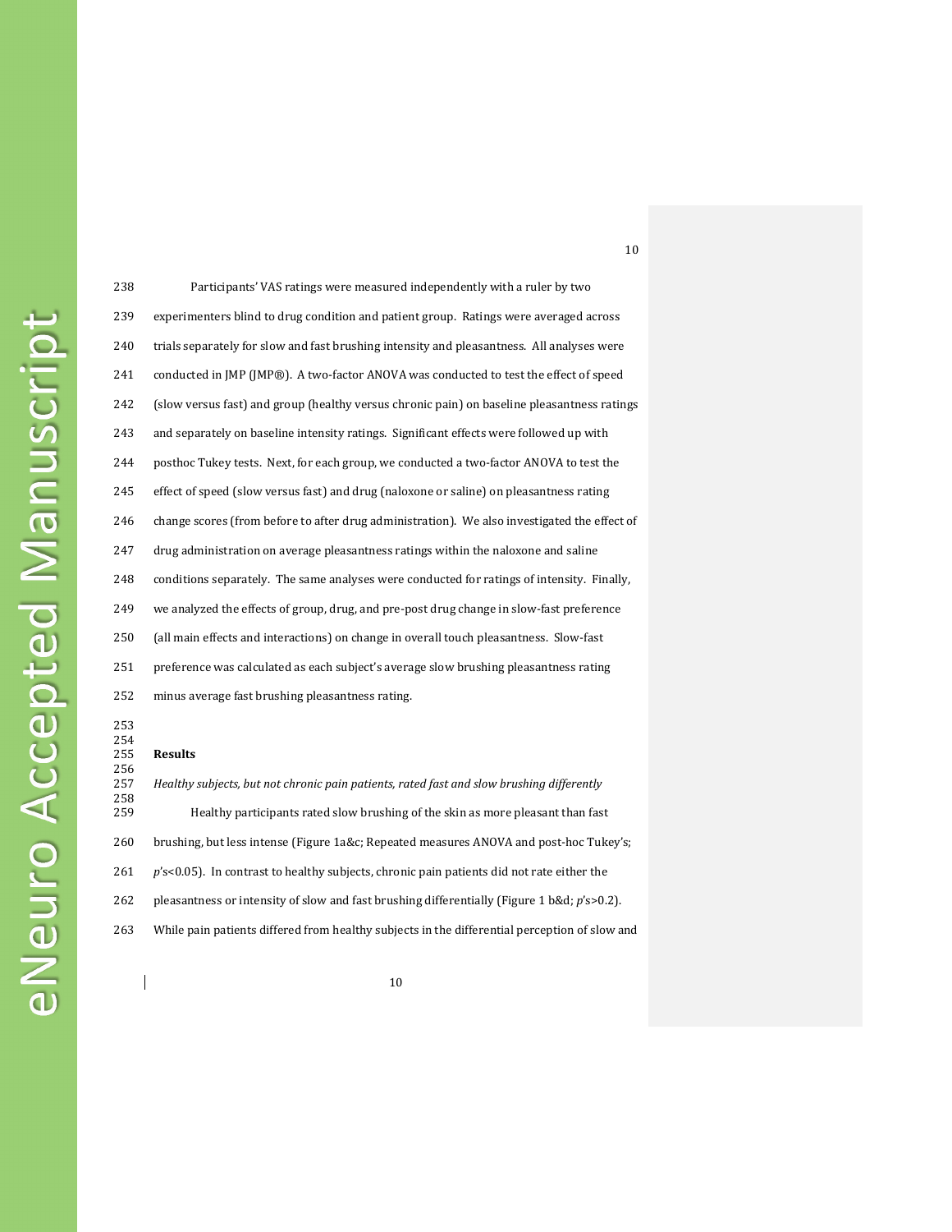Participants' VAS ratings were measured independently with a ruler by two experimenters blind to drug condition and patient group. Ratings were averaged across trials separately for slow and fast brushing intensity and pleasantness. All analyses were conducted in JMP (JMP®). A two-factor ANOVA was conducted to test the effect of speed (slow versus fast) and group (healthy versus chronic pain) on baseline pleasantness ratings and separately on baseline intensity ratings. Significant effects were followed up with posthoc Tukey tests. Next, for each group, we conducted a two-factor ANOVA to test the effect of speed (slow versus fast) and drug (naloxone or saline) on pleasantness rating change scores (from before to after drug administration). We also investigated the effect of drug administration on average pleasantness ratings within the naloxone and saline conditions separately. The same analyses were conducted for ratings of intensity. Finally, we analyzed the effects of group, drug, and pre-post drug change in slow-fast preference (all main effects and interactions) on change in overall touch pleasantness. Slow-fast preference was calculated as each subject's average slow brushing pleasantness rating minus average fast brushing pleasantness rating.

## Results

*Healthy subjects, but not chronic pain patients, rated fast and slow brushing differently*

Healthy participants rated slow brushing of the skin as more pleasant than fast brushing, but less intense (Figure 1a&c; Repeated measures ANOVA and post-hoc Tukey's; $p$'s$<0.05$). In contrast to healthy subjects, chronic pain patients did not rate either the pleasantness or intensity of slow and fast brushing differentially (Figure 1 b&d; $p$'s$>0.2$). While pain patients differed from healthy subjects in the differential perception of slow and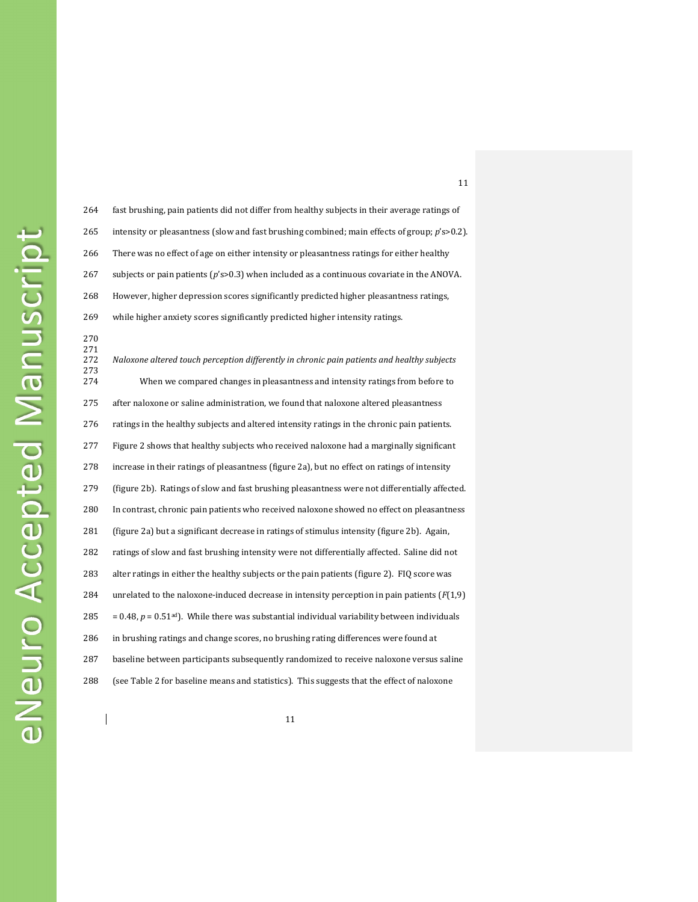fast brushing, pain patients did not differ from healthy subjects in their average ratings of intensity or pleasantness (slow and fast brushing combined; main effects of group; $p$'s>0.2). There was no effect of age on either intensity or pleasantness ratings for either healthy subjects or pain patients ($p$'s>0.3) when included as a continuous covariate in the ANOVA. However, higher depression scores significantly predicted higher pleasantness ratings, while higher anxiety scores significantly predicted higher intensity ratings.

*Naloxone altered touch perception differently in chronic pain patients and healthy subjects*

When we compared changes in pleasantness and intensity ratings from before to after naloxone or saline administration, we found that naloxone altered pleasantness ratings in the healthy subjects and altered intensity ratings in the chronic pain patients. Figure 2 shows that healthy subjects who received naloxone had a marginally significant increase in their ratings of pleasantness (figure 2a), but no effect on ratings of intensity (figure 2b). Ratings of slow and fast brushing pleasantness were not differentially affected. In contrast, chronic pain patients who received naloxone showed no effect on pleasantness (figure 2a) but a significant decrease in ratings of stimulus intensity (figure 2b). Again, ratings of slow and fast brushing intensity were not differentially affected. Saline did not alter ratings in either the healthy subjects or the pain patients (figure 2). FIQ score was unrelated to the naloxone-induced decrease in intensity perception in pain patients ($F(1,9) = 0.48$, $p = 0.51$[ad]). While there was substantial individual variability between individuals in brushing ratings and change scores, no brushing rating differences were found at baseline between participants subsequently randomized to receive naloxone versus saline (see Table 2 for baseline means and statistics). This suggests that the effect of naloxone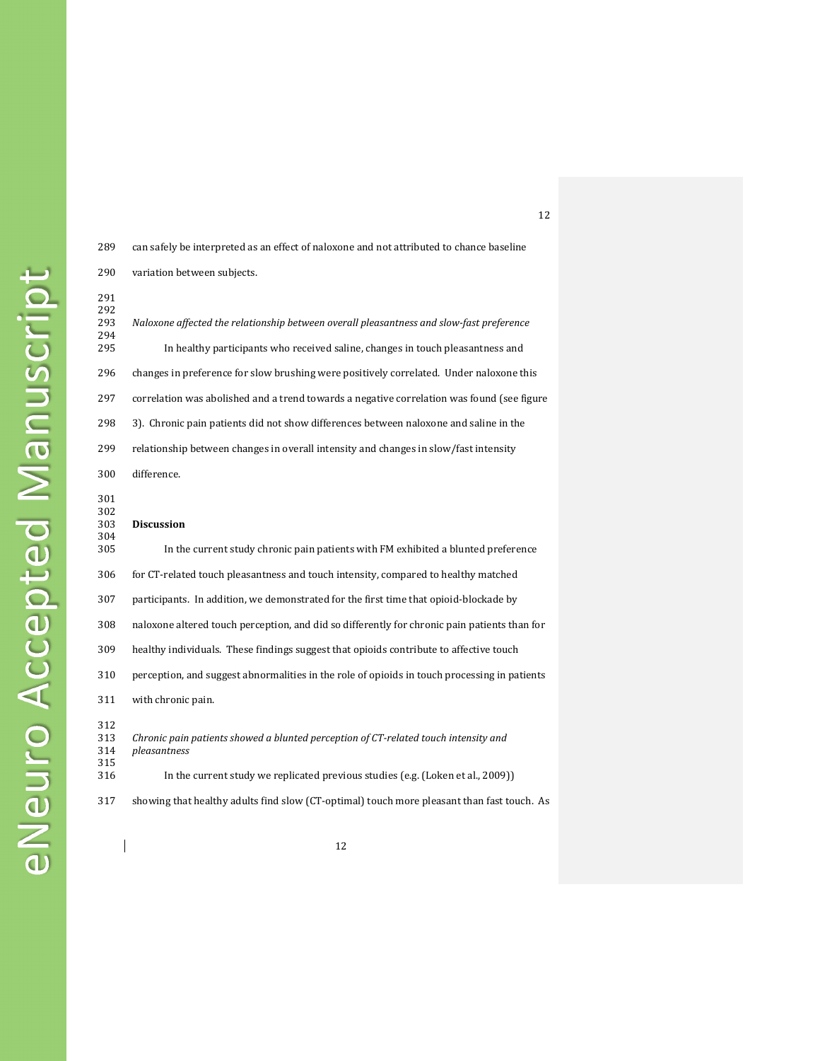can safely be interpreted as an effect of naloxone and not attributed to chance baseline variation between subjects.

*Naloxone affected the relationship between overall pleasantness and slow-fast preference*

In healthy participants who received saline, changes in touch pleasantness and changes in preference for slow brushing were positively correlated. Under naloxone this correlation was abolished and a trend towards a negative correlation was found (see figure 3). Chronic pain patients did not show differences between naloxone and saline in the relationship between changes in overall intensity and changes in slow/fast intensity difference.

## Discussion

In the current study chronic pain patients with FM exhibited a blunted preference for CT-related touch pleasantness and touch intensity, compared to healthy matched participants. In addition, we demonstrated for the first time that opioid-blockade by naloxone altered touch perception, and did so differently for chronic pain patients than for healthy individuals. These findings suggest that opioids contribute to affective touch perception, and suggest abnormalities in the role of opioids in touch processing in patients with chronic pain.

*Chronic pain patients showed a blunted perception of CT-related touch intensity and pleasantness*

In the current study we replicated previous studies (e.g. (Loken et al., 2009)) showing that healthy adults find slow (CT-optimal) touch more pleasant than fast touch. As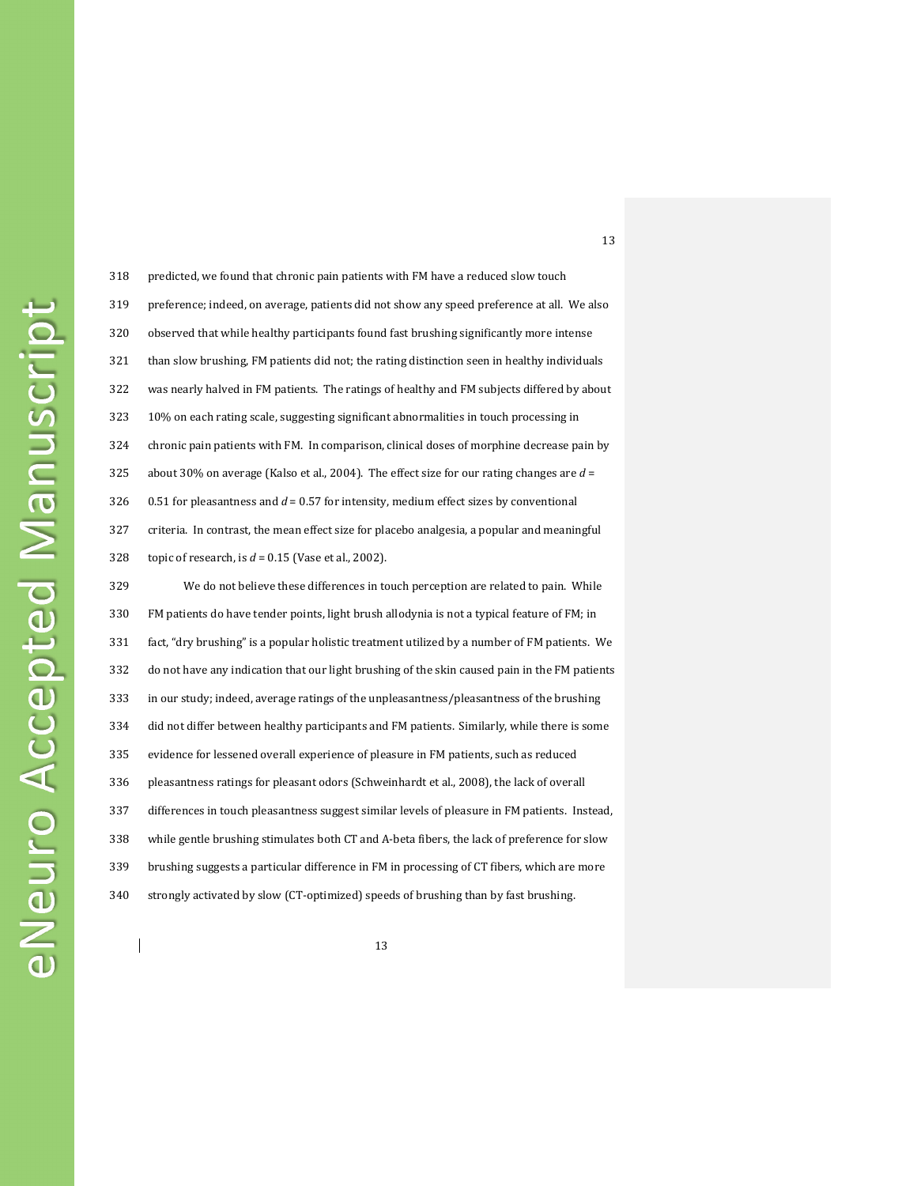predicted, we found that chronic pain patients with FM have a reduced slow touch preference; indeed, on average, patients did not show any speed preference at all. We also observed that while healthy participants found fast brushing significantly more intense than slow brushing, FM patients did not; the rating distinction seen in healthy individuals was nearly halved in FM patients. The ratings of healthy and FM subjects differed by about 10% on each rating scale, suggesting significant abnormalities in touch processing in chronic pain patients with FM. In comparison, clinical doses of morphine decrease pain by about 30% on average (Kalso et al., 2004). The effect size for our rating changes are $d$ = 0.51 for pleasantness and $d$ = 0.57 for intensity, medium effect sizes by conventional criteria. In contrast, the mean effect size for placebo analgesia, a popular and meaningful topic of research, is $d$ = 0.15 (Vase et al., 2002).

We do not believe these differences in touch perception are related to pain. While FM patients do have tender points, light brush allodynia is not a typical feature of FM; in fact, "dry brushing" is a popular holistic treatment utilized by a number of FM patients. We do not have any indication that our light brushing of the skin caused pain in the FM patients in our study; indeed, average ratings of the unpleasantness/pleasantness of the brushing did not differ between healthy participants and FM patients. Similarly, while there is some evidence for lessened overall experience of pleasure in FM patients, such as reduced pleasantness ratings for pleasant odors (Schweinhardt et al., 2008), the lack of overall differences in touch pleasantness suggest similar levels of pleasure in FM patients. Instead, while gentle brushing stimulates both CT and A-beta fibers, the lack of preference for slow brushing suggests a particular difference in FM in processing of CT fibers, which are more strongly activated by slow (CT-optimized) speeds of brushing than by fast brushing.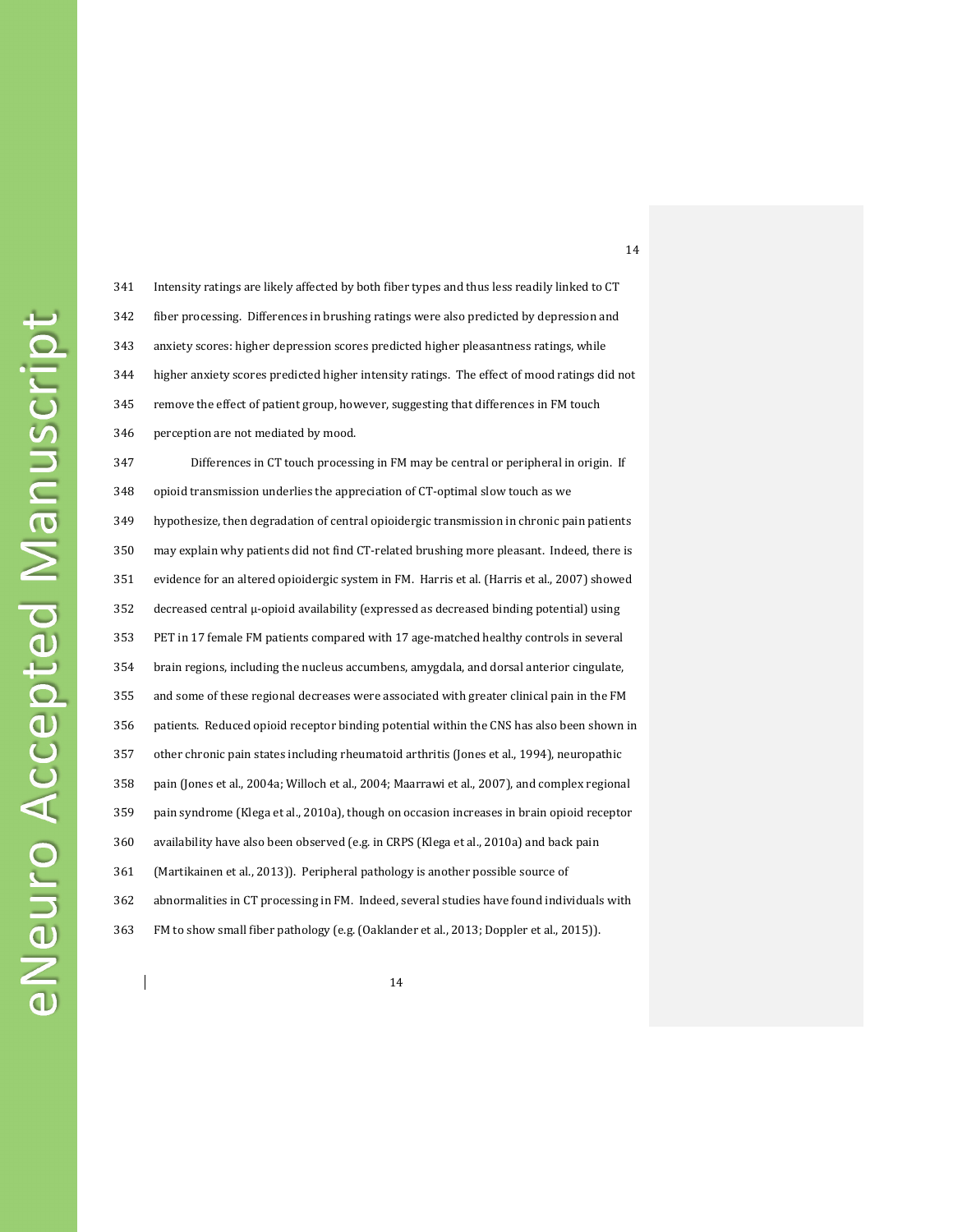Intensity ratings are likely affected by both fiber types and thus less readily linked to CT fiber processing. Differences in brushing ratings were also predicted by depression and anxiety scores: higher depression scores predicted higher pleasantness ratings, while higher anxiety scores predicted higher intensity ratings. The effect of mood ratings did not remove the effect of patient group, however, suggesting that differences in FM touch perception are not mediated by mood.

Differences in CT touch processing in FM may be central or peripheral in origin. If opioid transmission underlies the appreciation of CT-optimal slow touch as we hypothesize, then degradation of central opioidergic transmission in chronic pain patients may explain why patients did not find CT-related brushing more pleasant. Indeed, there is evidence for an altered opioidergic system in FM. Harris et al. (Harris et al., 2007) showed decreased central μ-opioid availability (expressed as decreased binding potential) using PET in 17 female FM patients compared with 17 age-matched healthy controls in several brain regions, including the nucleus accumbens, amygdala, and dorsal anterior cingulate, and some of these regional decreases were associated with greater clinical pain in the FM patients. Reduced opioid receptor binding potential within the CNS has also been shown in other chronic pain states including rheumatoid arthritis (Jones et al., 1994), neuropathic pain (Jones et al., 2004a; Willoch et al., 2004; Maarrawi et al., 2007), and complex regional pain syndrome (Klega et al., 2010a), though on occasion increases in brain opioid receptor availability have also been observed (e.g. in CRPS (Klega et al., 2010a) and back pain (Martikainen et al., 2013)). Peripheral pathology is another possible source of abnormalities in CT processing in FM. Indeed, several studies have found individuals with FM to show small fiber pathology (e.g. (Oaklander et al., 2013; Doppler et al., 2015)).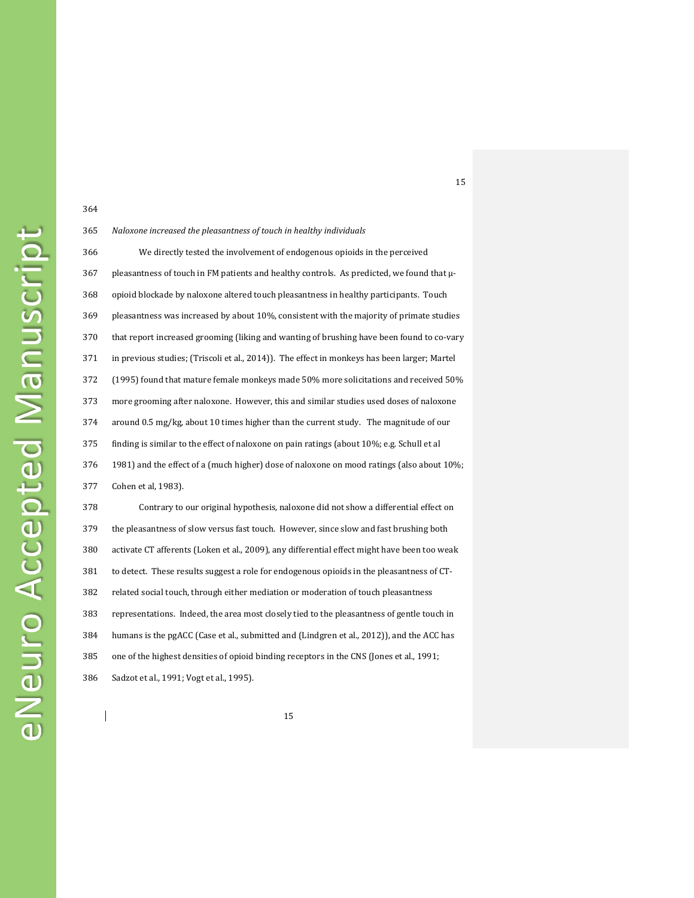*Naloxone increased the pleasantness of touch in healthy individuals*

We directly tested the involvement of endogenous opioids in the perceived pleasantness of touch in FM patients and healthy controls. As predicted, we found that μ-opioid blockade by naloxone altered touch pleasantness in healthy participants. Touch pleasantness was increased by about 10%, consistent with the majority of primate studies that report increased grooming (liking and wanting of brushing have been found to co-vary in previous studies; (Triscoli et al., 2014)). The effect in monkeys has been larger; Martel (1995) found that mature female monkeys made 50% more solicitations and received 50% more grooming after naloxone. However, this and similar studies used doses of naloxone around 0.5 mg/kg, about 10 times higher than the current study. The magnitude of our finding is similar to the effect of naloxone on pain ratings (about 10%; e.g. Schull et al 1981) and the effect of a (much higher) dose of naloxone on mood ratings (also about 10%; Cohen et al, 1983).

Contrary to our original hypothesis, naloxone did not show a differential effect on the pleasantness of slow versus fast touch. However, since slow and fast brushing both activate CT afferents (Loken et al., 2009), any differential effect might have been too weak to detect. These results suggest a role for endogenous opioids in the pleasantness of CT-related social touch, through either mediation or moderation of touch pleasantness representations. Indeed, the area most closely tied to the pleasantness of gentle touch in humans is the pgACC (Case et al., submitted and (Lindgren et al., 2012)), and the ACC has one of the highest densities of opioid binding receptors in the CNS (Jones et al., 1991; Sadzot et al., 1991; Vogt et al., 1995).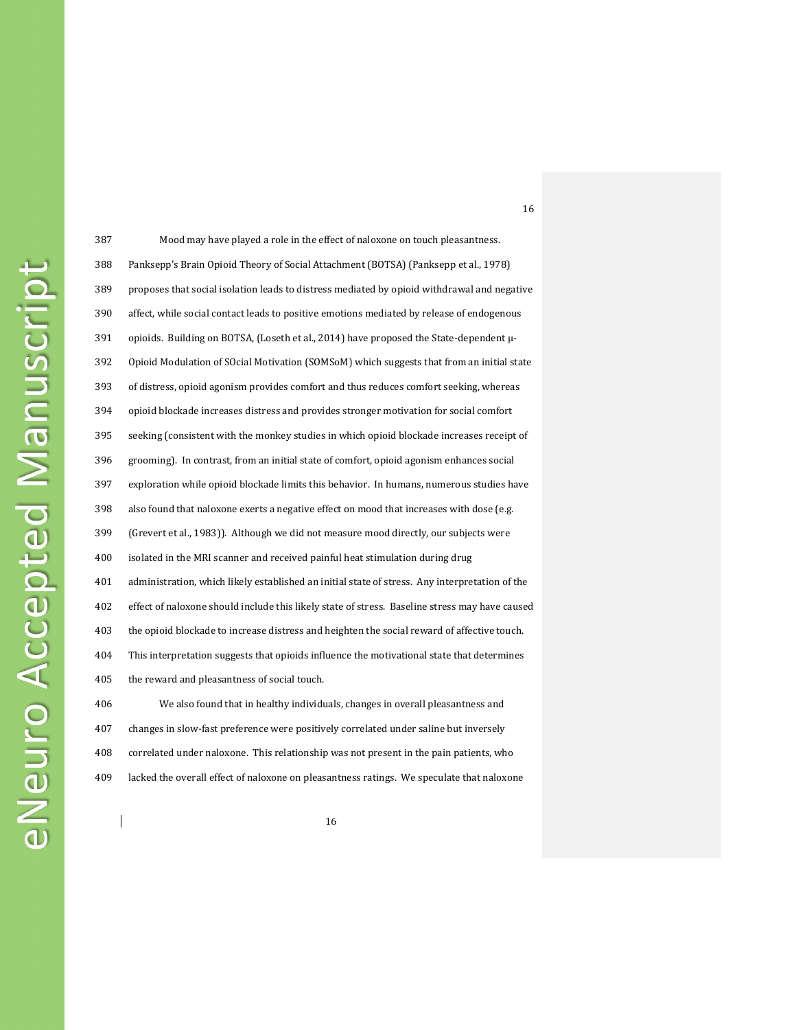Mood may have played a role in the effect of naloxone on touch pleasantness. Panksepp's Brain Opioid Theory of Social Attachment (BOTSA) (Panksepp et al., 1978) proposes that social isolation leads to distress mediated by opioid withdrawal and negative affect, while social contact leads to positive emotions mediated by release of endogenous opioids. Building on BOTSA, (Loseth et al., 2014) have proposed the State-dependent μ-Opioid Modulation of SOcial Motivation (SOMSoM) which suggests that from an initial state of distress, opioid agonism provides comfort and thus reduces comfort seeking, whereas opioid blockade increases distress and provides stronger motivation for social comfort seeking (consistent with the monkey studies in which opioid blockade increases receipt of grooming). In contrast, from an initial state of comfort, opioid agonism enhances social exploration while opioid blockade limits this behavior. In humans, numerous studies have also found that naloxone exerts a negative effect on mood that increases with dose (e.g. (Grevert et al., 1983)). Although we did not measure mood directly, our subjects were isolated in the MRI scanner and received painful heat stimulation during drug administration, which likely established an initial state of stress. Any interpretation of the effect of naloxone should include this likely state of stress. Baseline stress may have caused the opioid blockade to increase distress and heighten the social reward of affective touch. This interpretation suggests that opioids influence the motivational state that determines the reward and pleasantness of social touch.

We also found that in healthy individuals, changes in overall pleasantness and changes in slow-fast preference were positively correlated under saline but inversely correlated under naloxone. This relationship was not present in the pain patients, who lacked the overall effect of naloxone on pleasantness ratings. We speculate that naloxone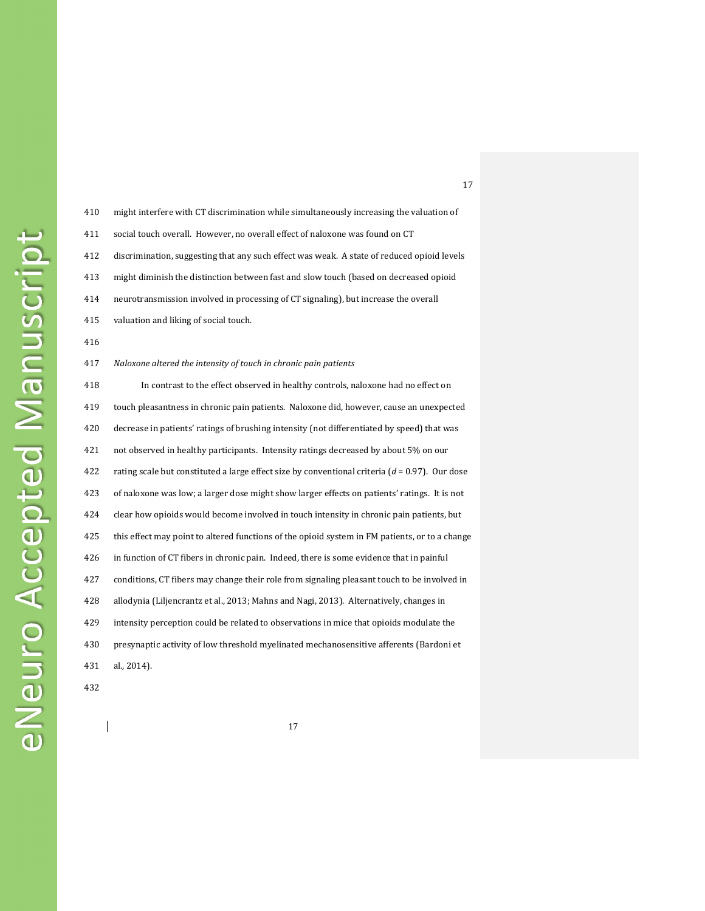might interfere with CT discrimination while simultaneously increasing the valuation of social touch overall. However, no overall effect of naloxone was found on CT discrimination, suggesting that any such effect was weak. A state of reduced opioid levels might diminish the distinction between fast and slow touch (based on decreased opioid neurotransmission involved in processing of CT signaling), but increase the overall valuation and liking of social touch.

*Naloxone altered the intensity of touch in chronic pain patients*

In contrast to the effect observed in healthy controls, naloxone had no effect on touch pleasantness in chronic pain patients. Naloxone did, however, cause an unexpected decrease in patients' ratings of brushing intensity (not differentiated by speed) that was not observed in healthy participants. Intensity ratings decreased by about 5% on our rating scale but constituted a large effect size by conventional criteria ($d$ = 0.97). Our dose of naloxone was low; a larger dose might show larger effects on patients' ratings. It is not clear how opioids would become involved in touch intensity in chronic pain patients, but this effect may point to altered functions of the opioid system in FM patients, or to a change in function of CT fibers in chronic pain. Indeed, there is some evidence that in painful conditions, CT fibers may change their role from signaling pleasant touch to be involved in allodynia (Liljencrantz et al., 2013; Mahns and Nagi, 2013). Alternatively, changes in intensity perception could be related to observations in mice that opioids modulate the presynaptic activity of low threshold myelinated mechanosensitive afferents (Bardoni et al., 2014).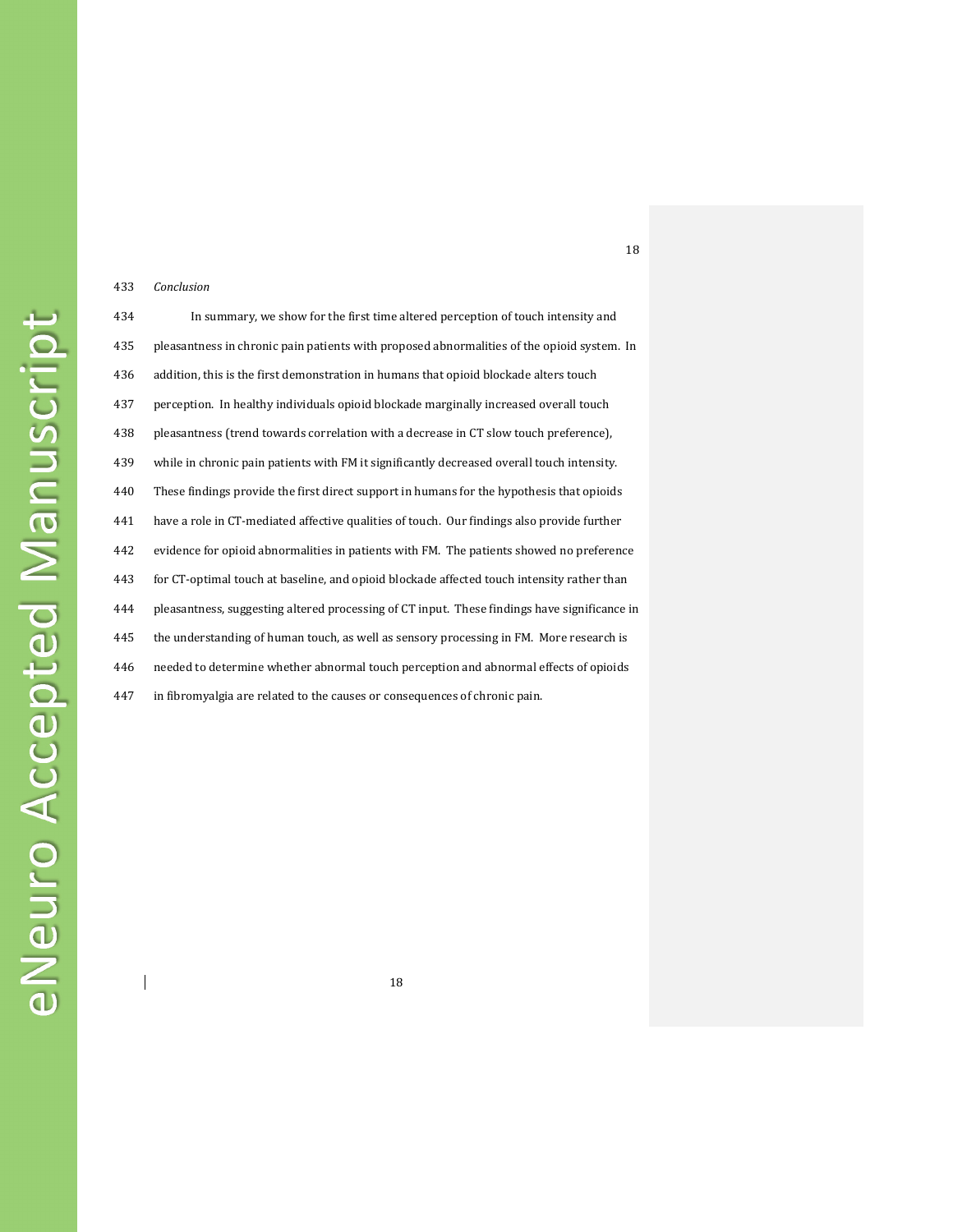*Conclusion*

In summary, we show for the first time altered perception of touch intensity and pleasantness in chronic pain patients with proposed abnormalities of the opioid system. In addition, this is the first demonstration in humans that opioid blockade alters touch perception. In healthy individuals opioid blockade marginally increased overall touch pleasantness (trend towards correlation with a decrease in CT slow touch preference), while in chronic pain patients with FM it significantly decreased overall touch intensity. These findings provide the first direct support in humans for the hypothesis that opioids have a role in CT-mediated affective qualities of touch. Our findings also provide further evidence for opioid abnormalities in patients with FM. The patients showed no preference for CT-optimal touch at baseline, and opioid blockade affected touch intensity rather than pleasantness, suggesting altered processing of CT input. These findings have significance in the understanding of human touch, as well as sensory processing in FM. More research is needed to determine whether abnormal touch perception and abnormal effects of opioids in fibromyalgia are related to the causes or consequences of chronic pain.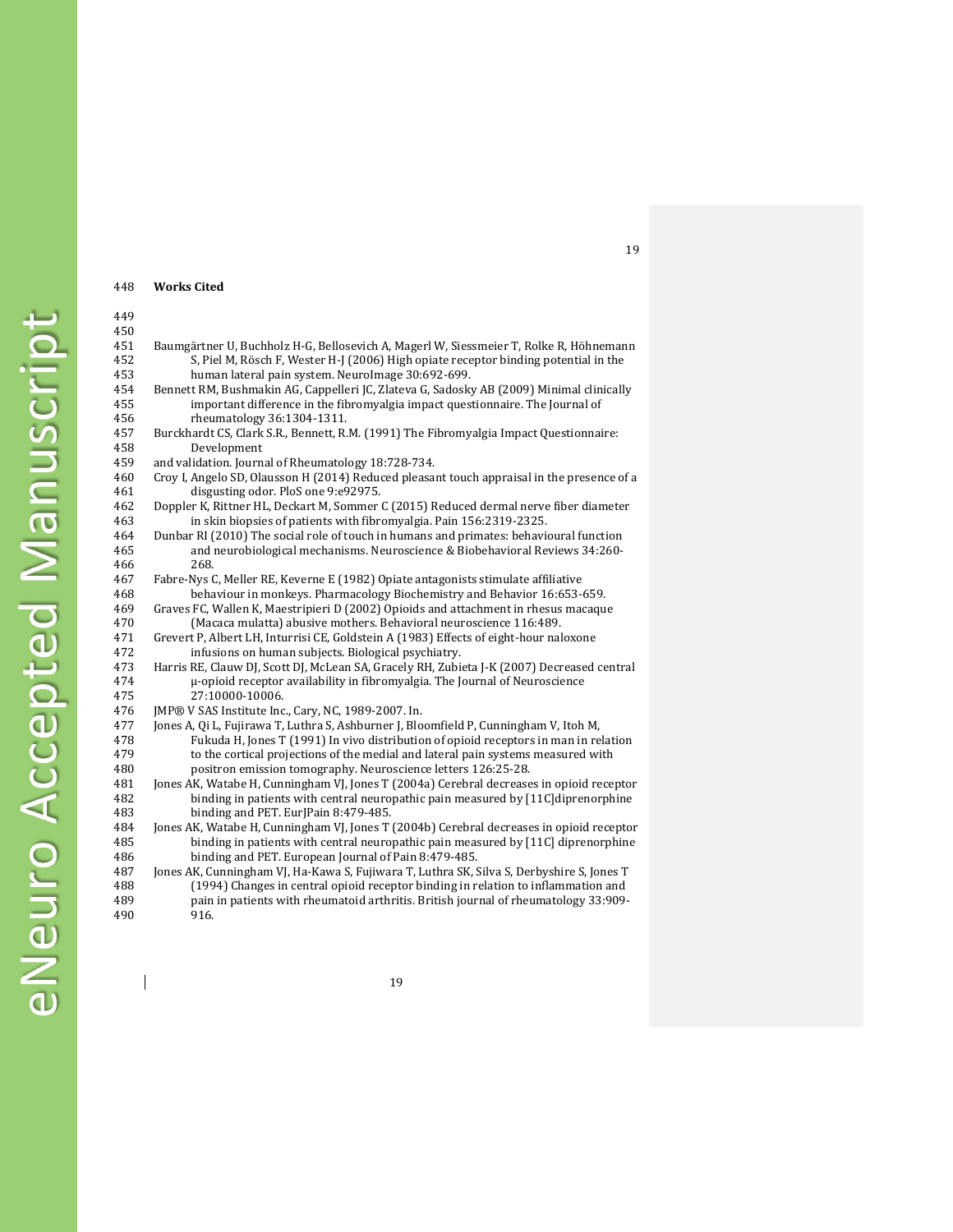**Works Cited**

Baumgärtner U, Buchholz H-G, Bellosevich A, Magerl W, Siessmeier T, Rolke R, Höhnemann S, Piel M, Rösch F, Wester H-J (2006) High opiate receptor binding potential in the human lateral pain system. NeuroImage 30:692-699.

Bennett RM, Bushmakin AG, Cappelleri JC, Zlateva G, Sadosky AB (2009) Minimal clinically important difference in the fibromyalgia impact questionnaire. The Journal of rheumatology 36:1304-1311.

Burckhardt CS, Clark S.R., Bennett, R.M. (1991) The Fibromyalgia Impact Questionnaire: Development and validation. Journal of Rheumatology 18:728-734.

Croy I, Angelo SD, Olausson H (2014) Reduced pleasant touch appraisal in the presence of a disgusting odor. PloS one 9:e92975.

Doppler K, Rittner HL, Deckart M, Sommer C (2015) Reduced dermal nerve fiber diameter in skin biopsies of patients with fibromyalgia. Pain 156:2319-2325.

Dunbar RI (2010) The social role of touch in humans and primates: behavioural function and neurobiological mechanisms. Neuroscience & Biobehavioral Reviews 34:260-268.

Fabre-Nys C, Meller RE, Keverne E (1982) Opiate antagonists stimulate affiliative behaviour in monkeys. Pharmacology Biochemistry and Behavior 16:653-659.

Graves FC, Wallen K, Maestripieri D (2002) Opioids and attachment in rhesus macaque (Macaca mulatta) abusive mothers. Behavioral neuroscience 116:489.

Grevert P, Albert LH, Inturrisi CE, Goldstein A (1983) Effects of eight-hour naloxone infusions on human subjects. Biological psychiatry.

Harris RE, Clauw DJ, Scott DJ, McLean SA, Gracely RH, Zubieta J-K (2007) Decreased central μ-opioid receptor availability in fibromyalgia. The Journal of Neuroscience 27:10000-10006.

JMP® V SAS Institute Inc., Cary, NC, 1989-2007. In.

Jones A, Qi L, Fujirawa T, Luthra S, Ashburner J, Bloomfield P, Cunningham V, Itoh M, Fukuda H, Jones T (1991) In vivo distribution of opioid receptors in man in relation to the cortical projections of the medial and lateral pain systems measured with positron emission tomography. Neuroscience letters 126:25-28.

Jones AK, Watabe H, Cunningham VJ, Jones T (2004a) Cerebral decreases in opioid receptor binding in patients with central neuropathic pain measured by [11C]diprenorphine binding and PET. EurJPain 8:479-485.

Jones AK, Watabe H, Cunningham VJ, Jones T (2004b) Cerebral decreases in opioid receptor binding in patients with central neuropathic pain measured by [11C] diprenorphine binding and PET. European Journal of Pain 8:479-485.

Jones AK, Cunningham VJ, Ha-Kawa S, Fujiwara T, Luthra SK, Silva S, Derbyshire S, Jones T (1994) Changes in central opioid receptor binding in relation to inflammation and pain in patients with rheumatoid arthritis. British journal of rheumatology 33:909-916.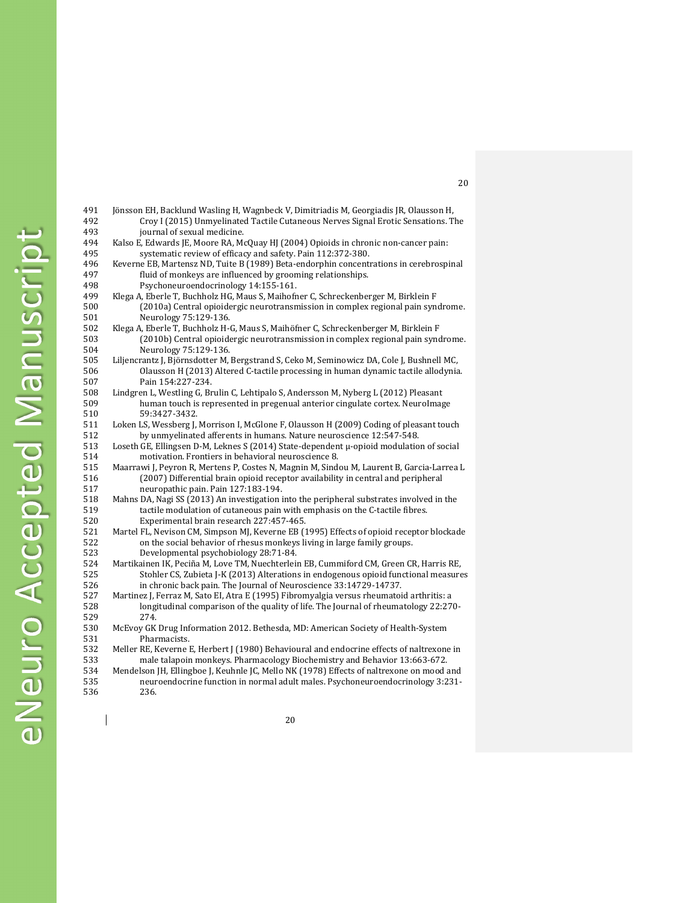Jönsson EH, Backlund Wasling H, Wagnbeck V, Dimitriadis M, Georgiadis JR, Olausson H, Croy I (2015) Unmyelinated Tactile Cutaneous Nerves Signal Erotic Sensations. The journal of sexual medicine.

Kalso E, Edwards JE, Moore RA, McQuay HJ (2004) Opioids in chronic non-cancer pain: systematic review of efficacy and safety. Pain 112:372-380.

Keverne EB, Martensz ND, Tuite B (1989) Beta-endorphin concentrations in cerebrospinal fluid of monkeys are influenced by grooming relationships. Psychoneuroendocrinology 14:155-161.

Klega A, Eberle T, Buchholz HG, Maus S, Maihofner C, Schreckenberger M, Birklein F (2010a) Central opioidergic neurotransmission in complex regional pain syndrome. Neurology 75:129-136.

Klega A, Eberle T, Buchholz H-G, Maus S, Maihöfner C, Schreckenberger M, Birklein F (2010b) Central opioidergic neurotransmission in complex regional pain syndrome. Neurology 75:129-136.

Liljencrantz J, Björnsdotter M, Bergstrand S, Ceko M, Seminowicz DA, Cole J, Bushnell MC, Olausson H (2013) Altered C-tactile processing in human dynamic tactile allodynia. Pain 154:227-234.

Lindgren L, Westling G, Brulin C, Lehtipalo S, Andersson M, Nyberg L (2012) Pleasant human touch is represented in pregenual anterior cingulate cortex. NeuroImage 59:3427-3432.

Loken LS, Wessberg J, Morrison I, McGlone F, Olausson H (2009) Coding of pleasant touch by unmyelinated afferents in humans. Nature neuroscience 12:547-548.

Loseth GE, Ellingsen D-M, Leknes S (2014) State-dependent μ-opioid modulation of social motivation. Frontiers in behavioral neuroscience 8.

Maarrawi J, Peyron R, Mertens P, Costes N, Magnin M, Sindou M, Laurent B, Garcia-Larrea L (2007) Differential brain opioid receptor availability in central and peripheral neuropathic pain. Pain 127:183-194.

Mahns DA, Nagi SS (2013) An investigation into the peripheral substrates involved in the tactile modulation of cutaneous pain with emphasis on the C-tactile fibres. Experimental brain research 227:457-465.

Martel FL, Nevison CM, Simpson MJ, Keverne EB (1995) Effects of opioid receptor blockade on the social behavior of rhesus monkeys living in large family groups. Developmental psychobiology 28:71-84.

Martikainen IK, Peciña M, Love TM, Nuechterlein EB, Cummiford CM, Green CR, Harris RE, Stohler CS, Zubieta J-K (2013) Alterations in endogenous opioid functional measures in chronic back pain. The Journal of Neuroscience 33:14729-14737.

Martinez J, Ferraz M, Sato EI, Atra E (1995) Fibromyalgia versus rheumatoid arthritis: a longitudinal comparison of the quality of life. The Journal of rheumatology 22:270-274.

McEvoy GK Drug Information 2012. Bethesda, MD: American Society of Health-System Pharmacists.

Meller RE, Keverne E, Herbert J (1980) Behavioural and endocrine effects of naltrexone in male talapoin monkeys. Pharmacology Biochemistry and Behavior 13:663-672.

Mendelson JH, Ellingboe J, Keuhnle JC, Mello NK (1978) Effects of naltrexone on mood and neuroendocrine function in normal adult males. Psychoneuroendocrinology 3:231-236.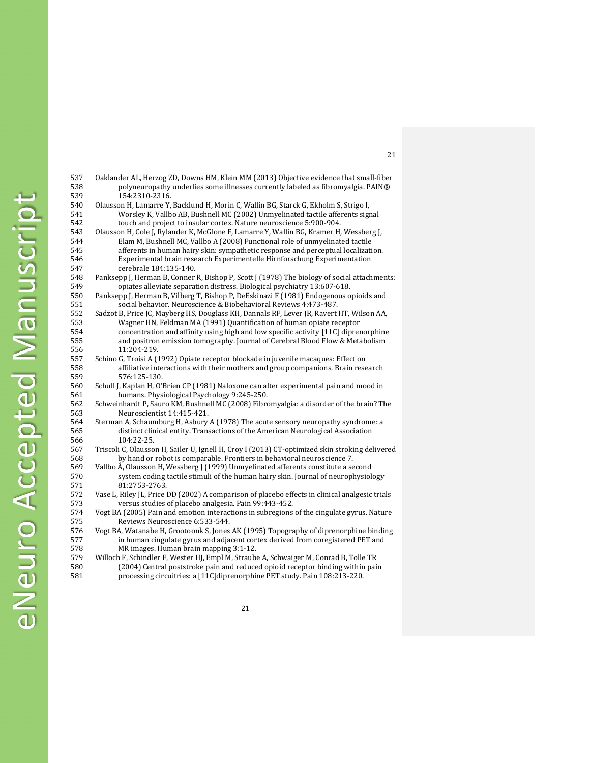Oaklander AL, Herzog ZD, Downs HM, Klein MM (2013) Objective evidence that small-fiber polyneuropathy underlies some illnesses currently labeled as fibromyalgia. PAIN® 154:2310-2316.

Olausson H, Lamarre Y, Backlund H, Morin C, Wallin BG, Starck G, Ekholm S, Strigo I, Worsley K, Vallbo AB, Bushnell MC (2002) Unmyelinated tactile afferents signal touch and project to insular cortex. Nature neuroscience 5:900-904.

Olausson H, Cole J, Rylander K, McGlone F, Lamarre Y, Wallin BG, Kramer H, Wessberg J, Elam M, Bushnell MC, Vallbo A (2008) Functional role of unmyelinated tactile afferents in human hairy skin: sympathetic response and perceptual localization. Experimental brain research Experimentelle Hirnforschung Experimentation cerebrale 184:135-140.

Panksepp J, Herman B, Conner R, Bishop P, Scott J (1978) The biology of social attachments: opiates alleviate separation distress. Biological psychiatry 13:607-618.

Panksepp J, Herman B, Vilberg T, Bishop P, DeEskinazi F (1981) Endogenous opioids and social behavior. Neuroscience & Biobehavioral Reviews 4:473-487.

Sadzot B, Price JC, Mayberg HS, Douglass KH, Dannals RF, Lever JR, Ravert HT, Wilson AA, Wagner HN, Feldman MA (1991) Quantification of human opiate receptor concentration and affinity using high and low specific activity [11C] diprenorphine and positron emission tomography. Journal of Cerebral Blood Flow & Metabolism 11:204-219.

Schino G, Troisi A (1992) Opiate receptor blockade in juvenile macaques: Effect on affiliative interactions with their mothers and group companions. Brain research 576:125-130.

Schull J, Kaplan H, O'Brien CP (1981) Naloxone can alter experimental pain and mood in humans. Physiological Psychology 9:245-250.

Schweinhardt P, Sauro KM, Bushnell MC (2008) Fibromyalgia: a disorder of the brain? The Neuroscientist 14:415-421.

Sterman A, Schaumburg H, Asbury A (1978) The acute sensory neuropathy syndrome: a distinct clinical entity. Transactions of the American Neurological Association 104:22-25.

Triscoli C, Olausson H, Sailer U, Ignell H, Croy I (2013) CT-optimized skin stroking delivered by hand or robot is comparable. Frontiers in behavioral neuroscience 7.

Vallbo Å, Olausson H, Wessberg J (1999) Unmyelinated afferents constitute a second system coding tactile stimuli of the human hairy skin. Journal of neurophysiology 81:2753-2763.

Vase L, Riley JL, Price DD (2002) A comparison of placebo effects in clinical analgesic trials versus studies of placebo analgesia. Pain 99:443-452.

Vogt BA (2005) Pain and emotion interactions in subregions of the cingulate gyrus. Nature Reviews Neuroscience 6:533-544.

Vogt BA, Watanabe H, Grootoonk S, Jones AK (1995) Topography of diprenorphine binding in human cingulate gyrus and adjacent cortex derived from coregistered PET and MR images. Human brain mapping 3:1-12.

Willoch F, Schindler F, Wester HJ, Empl M, Straube A, Schwaiger M, Conrad B, Tolle TR (2004) Central poststroke pain and reduced opioid receptor binding within pain processing circuitries: a [11C]diprenorphine PET study. Pain 108:213-220.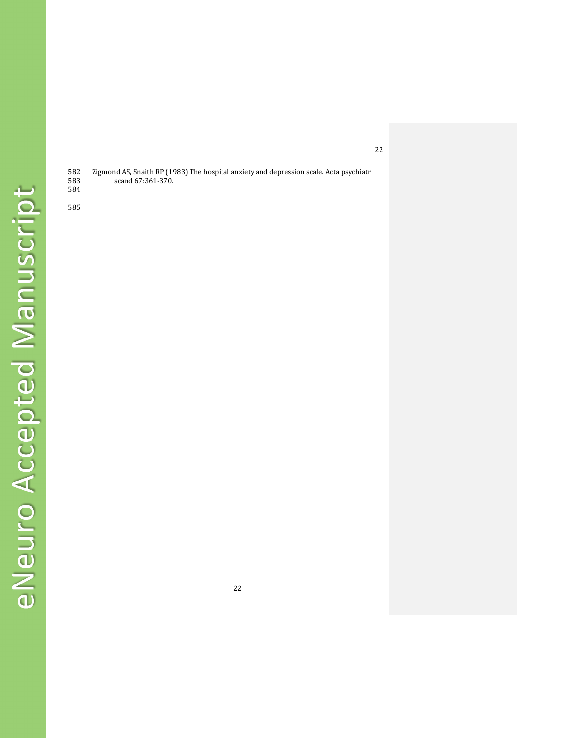Zigmond AS, Snaith RP (1983) The hospital anxiety and depression scale. Acta psychiatr scand 67:361-370.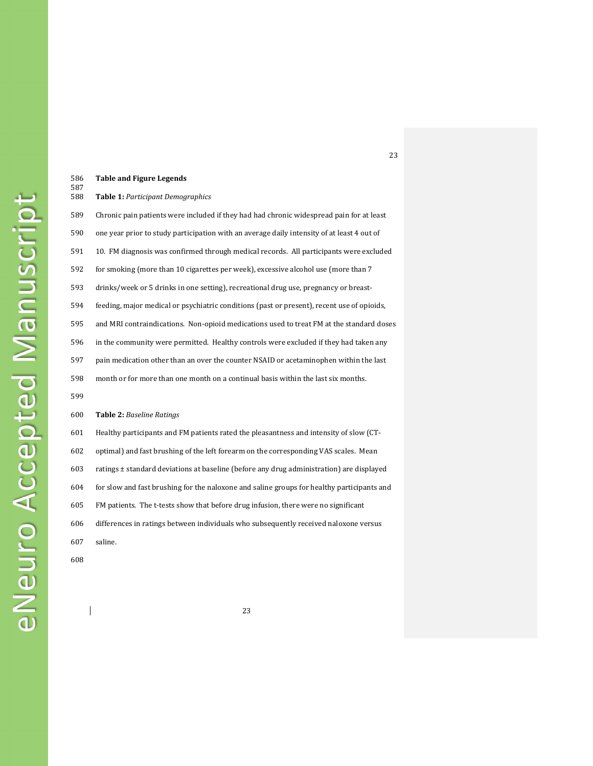## Table and Figure Legends

**Table 1:** *Participant Demographics*

Chronic pain patients were included if they had had chronic widespread pain for at least one year prior to study participation with an average daily intensity of at least 4 out of 10. FM diagnosis was confirmed through medical records. All participants were excluded for smoking (more than 10 cigarettes per week), excessive alcohol use (more than 7 drinks/week or 5 drinks in one setting), recreational drug use, pregnancy or breast-feeding, major medical or psychiatric conditions (past or present), recent use of opioids, and MRI contraindications. Non-opioid medications used to treat FM at the standard doses in the community were permitted. Healthy controls were excluded if they had taken any pain medication other than an over the counter NSAID or acetaminophen within the last month or for more than one month on a continual basis within the last six months.

**Table 2:** *Baseline Ratings*

Healthy participants and FM patients rated the pleasantness and intensity of slow (CT-optimal) and fast brushing of the left forearm on the corresponding VAS scales. Mean ratings ± standard deviations at baseline (before any drug administration) are displayed for slow and fast brushing for the naloxone and saline groups for healthy participants and FM patients. The t-tests show that before drug infusion, there were no significant differences in ratings between individuals who subsequently received naloxone versus saline.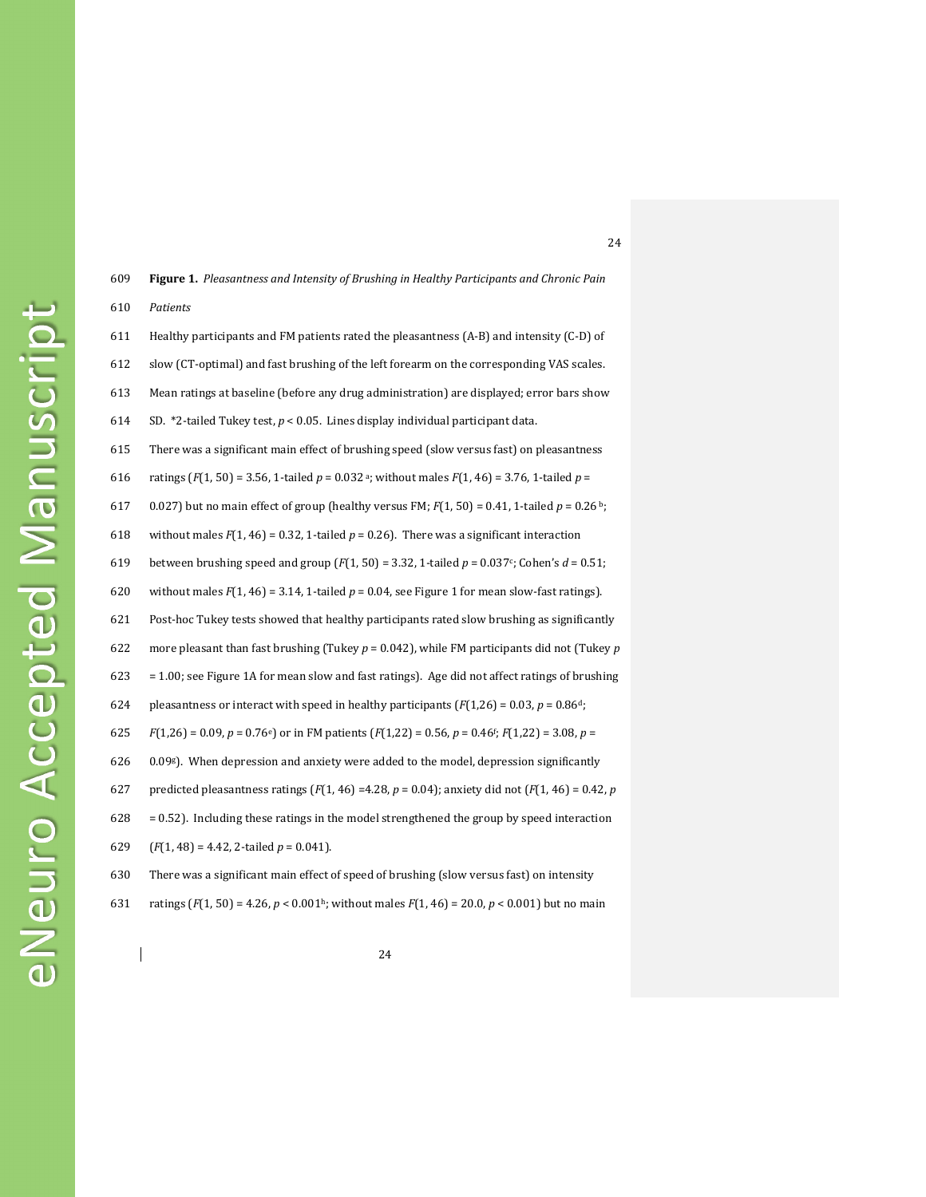**Figure 1.** *Pleasantness and Intensity of Brushing in Healthy Participants and Chronic Pain Patients*

Healthy participants and FM patients rated the pleasantness (A-B) and intensity (C-D) of slow (CT-optimal) and fast brushing of the left forearm on the corresponding VAS scales. Mean ratings at baseline (before any drug administration) are displayed; error bars show SD. *2-tailed Tukey test, $p < 0.05$. Lines display individual participant data.

There was a significant main effect of brushing speed (slow versus fast) on pleasantness ratings ($F(1, 50) = 3.56$, 1-tailed $p = 0.032$ [a]; without males $F(1, 46) = 3.76$, 1-tailed $p = 0.027$) but no main effect of group (healthy versus FM; $F(1, 50) = 0.41$, 1-tailed $p = 0.26$ [b]; without males $F(1, 46) = 0.32$, 1-tailed $p = 0.26$). There was a significant interaction between brushing speed and group ($F(1, 50) = 3.32$, 1-tailed $p = 0.037$[c]; Cohen's $d = 0.51$; without males $F(1, 46) = 3.14$, 1-tailed $p = 0.04$, see Figure 1 for mean slow-fast ratings). Post-hoc Tukey tests showed that healthy participants rated slow brushing as significantly more pleasant than fast brushing (Tukey $p = 0.042$), while FM participants did not (Tukey $p = 1.00$; see Figure 1A for mean slow and fast ratings). Age did not affect ratings of brushing pleasantness or interact with speed in healthy participants ($F(1,26) = 0.03$, $p = 0.86$[d]; $F(1,26) = 0.09$, $p = 0.76$[e]) or in FM patients ($F(1,22) = 0.56$, $p = 0.46$[f]; $F(1,22) = 3.08$, $p = 0.09$[g]). When depression and anxiety were added to the model, depression significantly predicted pleasantness ratings ($F(1, 46) = 4.28$, $p = 0.04$); anxiety did not ($F(1, 46) = 0.42$, $p = 0.52$). Including these ratings in the model strengthened the group by speed interaction ($F(1, 48) = 4.42$, 2-tailed $p = 0.041$).

There was a significant main effect of speed of brushing (slow versus fast) on intensity ratings ($F(1, 50) = 4.26$, $p < 0.001$[h]; without males $F(1, 46) = 20.0$, $p < 0.001$) but no main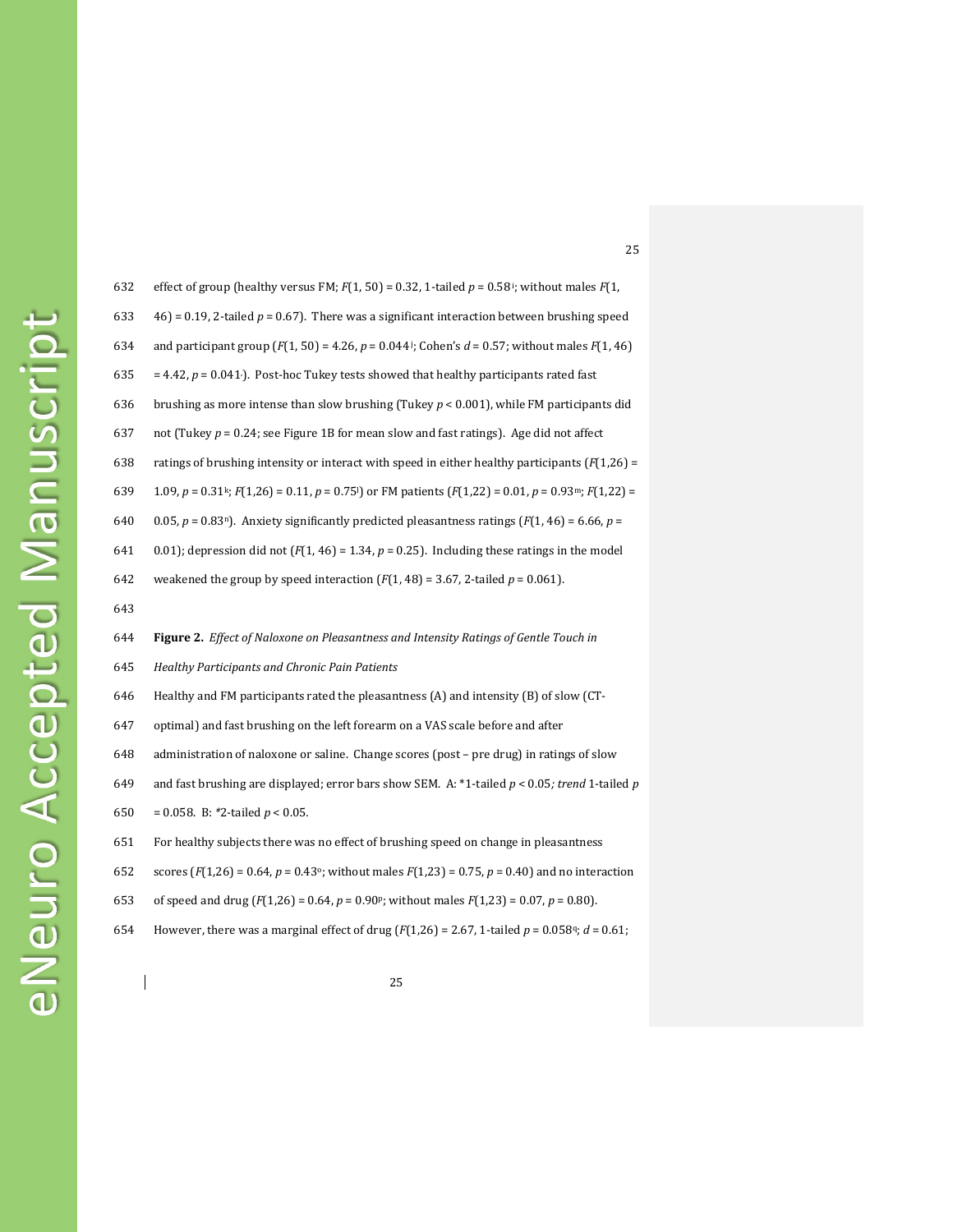effect of group (healthy versus FM; $F(1, 50) = 0.32$, 1-tailed $p = 0.58$[i]; without males $F(1, 46) = 0.19$, 2-tailed $p = 0.67$). There was a significant interaction between brushing speed and participant group ($F(1, 50) = 4.26$, $p = 0.044$[j]; Cohen's $d = 0.57$; without males $F(1, 46) = 4.42$, $p = 0.041$). Post-hoc Tukey tests showed that healthy participants rated fast brushing as more intense than slow brushing (Tukey $p < 0.001$), while FM participants did not (Tukey $p = 0.24$; see Figure 1B for mean slow and fast ratings). Age did not affect ratings of brushing intensity or interact with speed in either healthy participants ($F(1,26) = 1.09$, $p = 0.31$[k]; $F(1,26) = 0.11$, $p = 0.75$[l]) or FM patients ($F(1,22) = 0.01$, $p = 0.93$[m]; $F(1,22) = 0.05$, $p = 0.83$[n]). Anxiety significantly predicted pleasantness ratings ($F(1, 46) = 6.66$, $p = 0.01$); depression did not ($F(1, 46) = 1.34$, $p = 0.25$). Including these ratings in the model weakened the group by speed interaction ($F(1, 48) = 3.67$, 2-tailed $p = 0.061$).

**Figure 2.** *Effect of Naloxone on Pleasantness and Intensity Ratings of Gentle Touch in Healthy Participants and Chronic Pain Patients*

Healthy and FM participants rated the pleasantness (A) and intensity (B) of slow (CT-optimal) and fast brushing on the left forearm on a VAS scale before and after administration of naloxone or saline. Change scores (post – pre drug) in ratings of slow and fast brushing are displayed; error bars show SEM. A: *1-tailed $p < 0.05$*; trend* 1-tailed $p = 0.058$. B: *2-tailed $p < 0.05$.

For healthy subjects there was no effect of brushing speed on change in pleasantness scores ($F(1,26) = 0.64$, $p = 0.43$[o]; without males $F(1,23) = 0.75$, $p = 0.40$) and no interaction of speed and drug ($F(1,26) = 0.64$, $p = 0.90$[p]; without males $F(1,23) = 0.07$, $p = 0.80$). However, there was a marginal effect of drug ($F(1,26) = 2.67$, 1-tailed $p = 0.058$[q]; $d = 0.61$;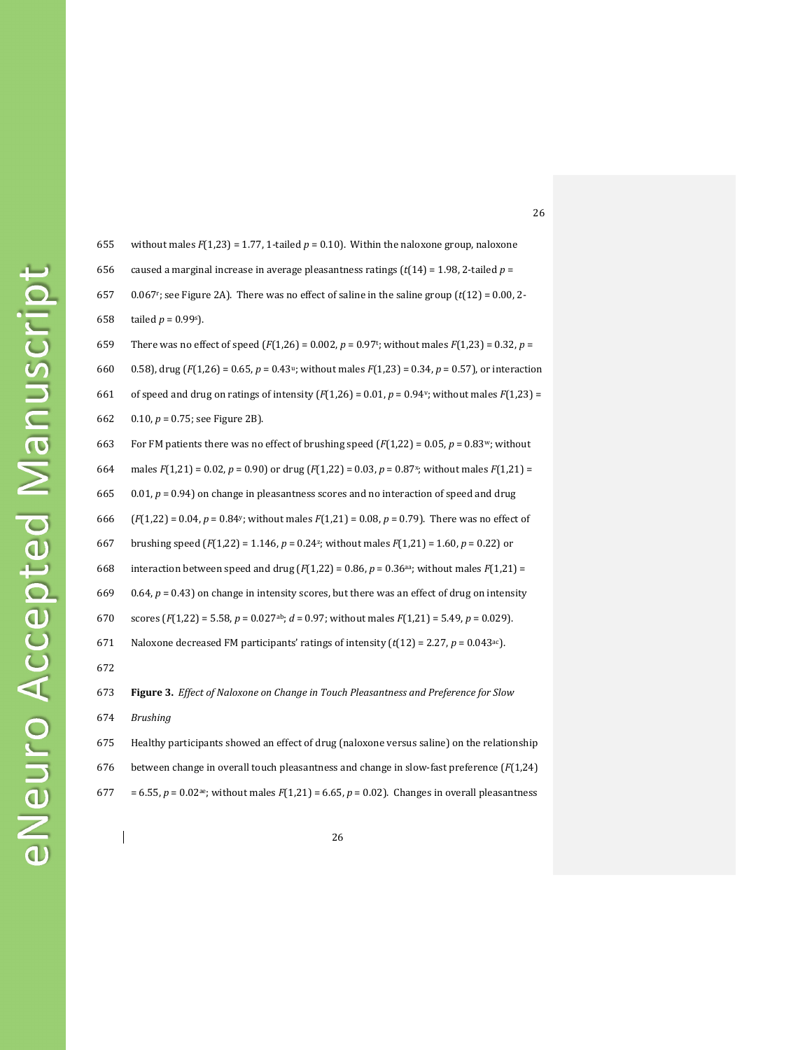without males $F(1,23) = 1.77$, 1-tailed $p = 0.10$). Within the naloxone group, naloxone caused a marginal increase in average pleasantness ratings ($t(14) = 1.98$, 2-tailed $p = 0.067$[r]; see Figure 2A). There was no effect of saline in the saline group ($t(12) = 0.00$, 2-tailed $p = 0.99$[s]).

There was no effect of speed ($F(1,26) = 0.002$, $p = 0.97$[t]; without males $F(1,23) = 0.32$, $p = 0.58$), drug ($F(1,26) = 0.65$, $p = 0.43$[u]; without males $F(1,23) = 0.34$, $p = 0.57$), or interaction of speed and drug on ratings of intensity ($F(1,26) = 0.01$, $p = 0.94$[v]; without males $F(1,23) = 0.10$, $p = 0.75$; see Figure 2B).

For FM patients there was no effect of brushing speed ($F(1,22) = 0.05$, $p = 0.83$[w]; without males $F(1,21) = 0.02$, $p = 0.90$) or drug ($F(1,22) = 0.03$, $p = 0.87$[x]; without males $F(1,21) = 0.01$, $p = 0.94$) on change in pleasantness scores and no interaction of speed and drug ($F(1,22) = 0.04$, $p = 0.84$[y]; without males $F(1,21) = 0.08$, $p = 0.79$). There was no effect of brushing speed ($F(1,22) = 1.146$, $p = 0.24$[z]; without males $F(1,21) = 1.60$, $p = 0.22$) or interaction between speed and drug ($F(1,22) = 0.86$, $p = 0.36$[aa]; without males $F(1,21) = 0.64$, $p = 0.43$) on change in intensity scores, but there was an effect of drug on intensity scores ($F(1,22) = 5.58$, $p = 0.027$[ab]; $d = 0.97$; without males $F(1,21) = 5.49$, $p = 0.029$). Naloxone decreased FM participants' ratings of intensity ($t(12) = 2.27$, $p = 0.043$[ac]).

**Figure 3.** *Effect of Naloxone on Change in Touch Pleasantness and Preference for Slow Brushing*

Healthy participants showed an effect of drug (naloxone versus saline) on the relationship between change in overall touch pleasantness and change in slow-fast preference ($F(1,24) = 6.55$, $p = 0.02$[ae]; without males $F(1,21) = 6.65$, $p = 0.02$). Changes in overall pleasantness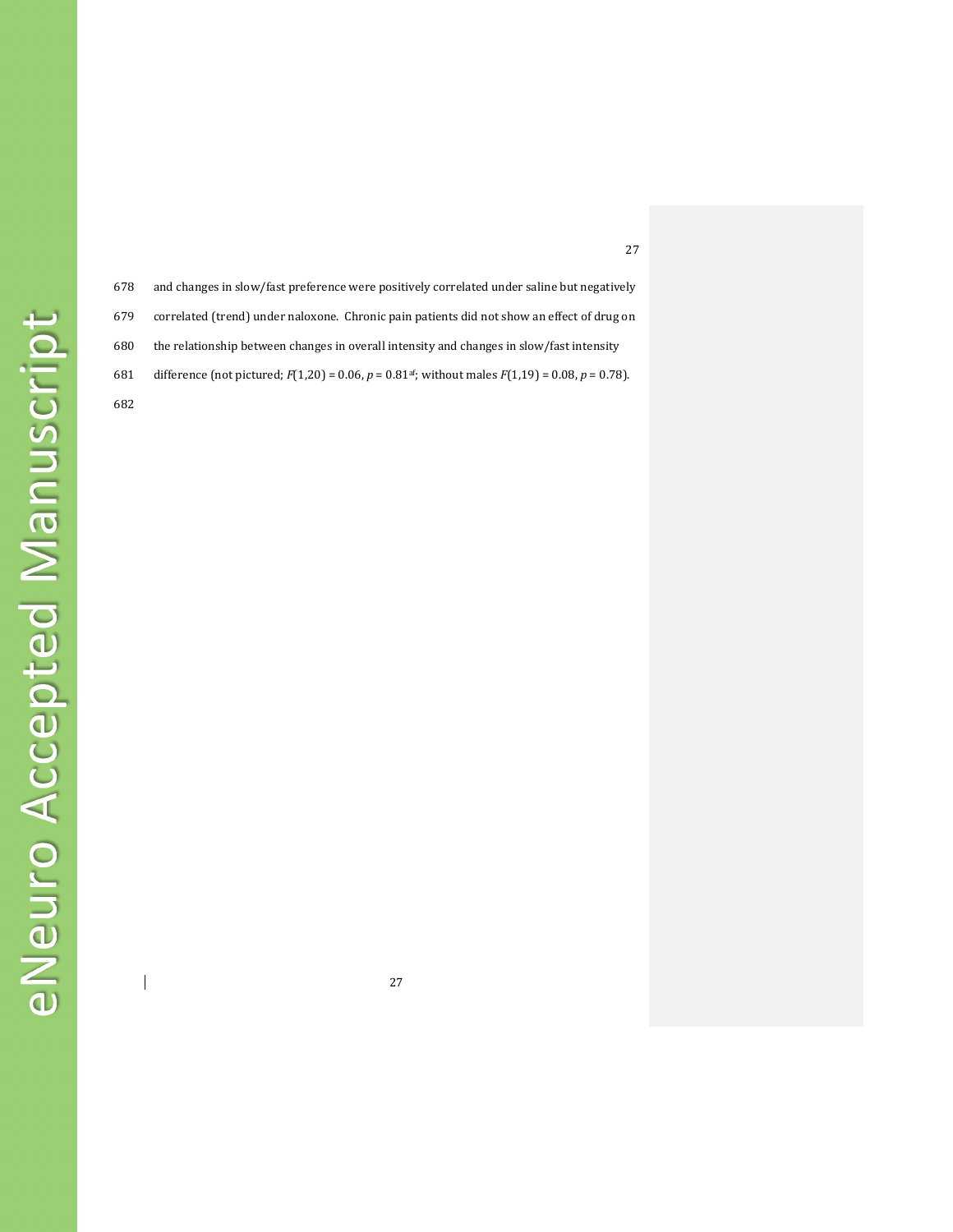and changes in slow/fast preference were positively correlated under saline but negatively correlated (trend) under naloxone. Chronic pain patients did not show an effect of drug on the relationship between changes in overall intensity and changes in slow/fast intensity difference (not pictured; $F(1,20) = 0.06$, $p = 0.81$[af]; without males $F(1,19) = 0.08$, $p = 0.78$).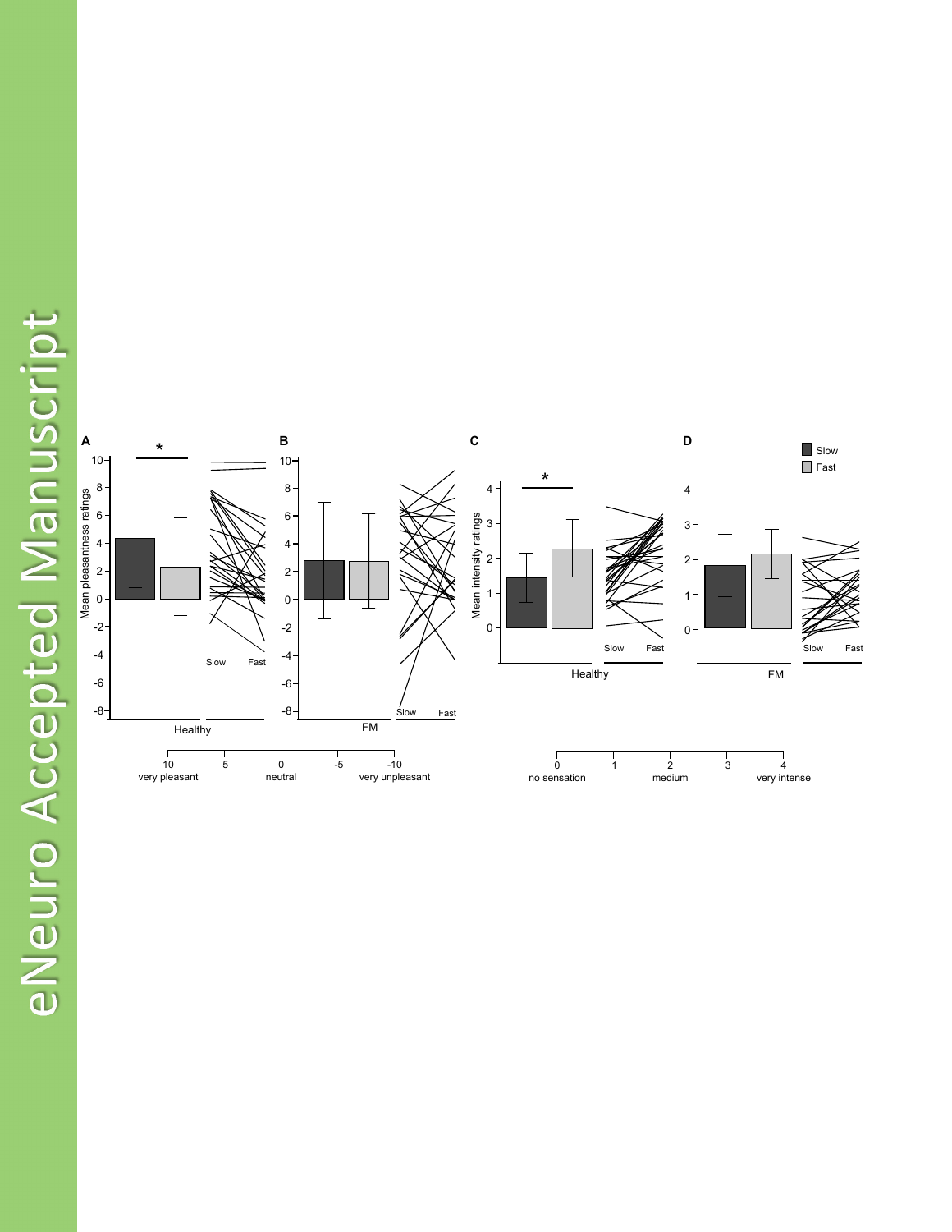A

*

10
8
6
4
2
0
-2
-4
-6
-8

Mean pleasantness ratings

Slow Fast

Healthy

B

10
8
6
4
2
0
-2
-4
-6
-8

Slow Fast

FM

10 very pleasant
5
0 neutral
-5
-10 very unpleasant

C

*

4
3
2
1
0

Mean intensity ratings

Slow Fast

Healthy

D

4
3
2
1
0

Slow Fast

FM

Slow
Fast

0 no sensation
1
2 medium
3
4 very intense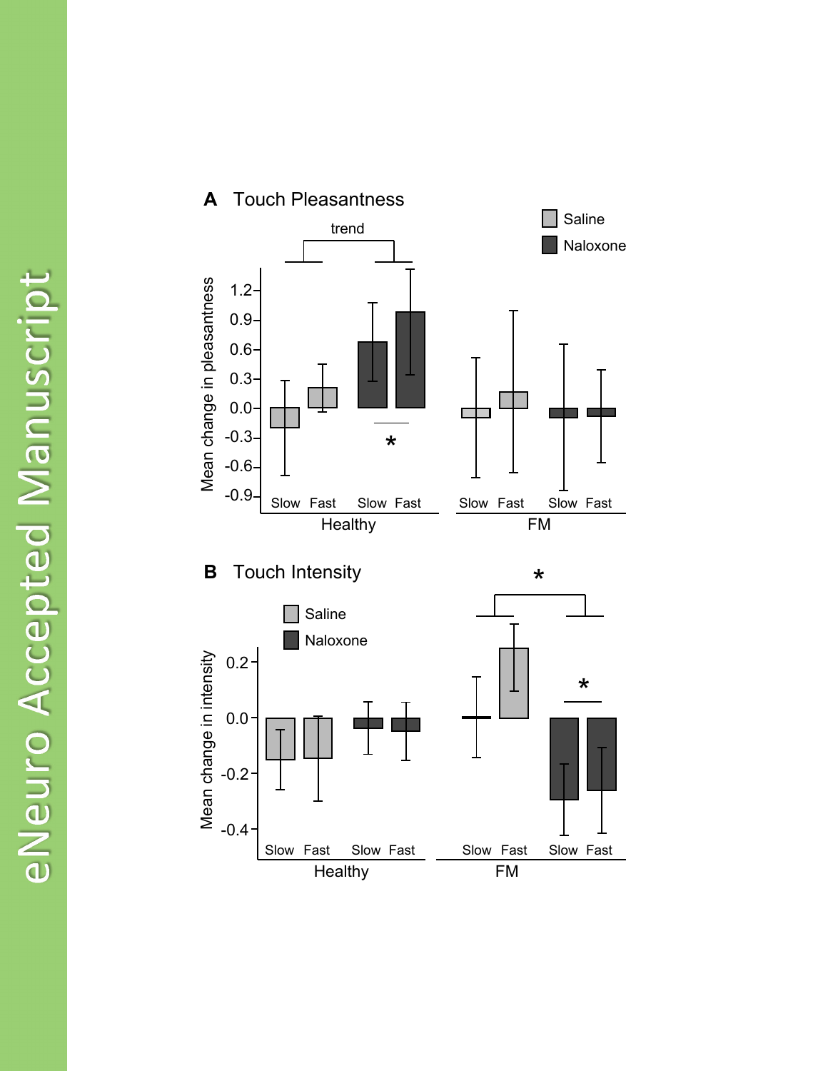A Touch Pleasantness

Saline
Naloxone

trend

Mean change in pleasantness

1.2
0.9
0.6
0.3
0.0
-0.3
-0.6
-0.9

*

Slow Fast Slow Fast
Healthy

Slow Fast Slow Fast
FM

B Touch Intensity

Saline
Naloxone

*

*

Mean change in intensity

0.2
0.0
-0.2
-0.4

Slow Fast Slow Fast
Healthy

Slow Fast Slow Fast
FM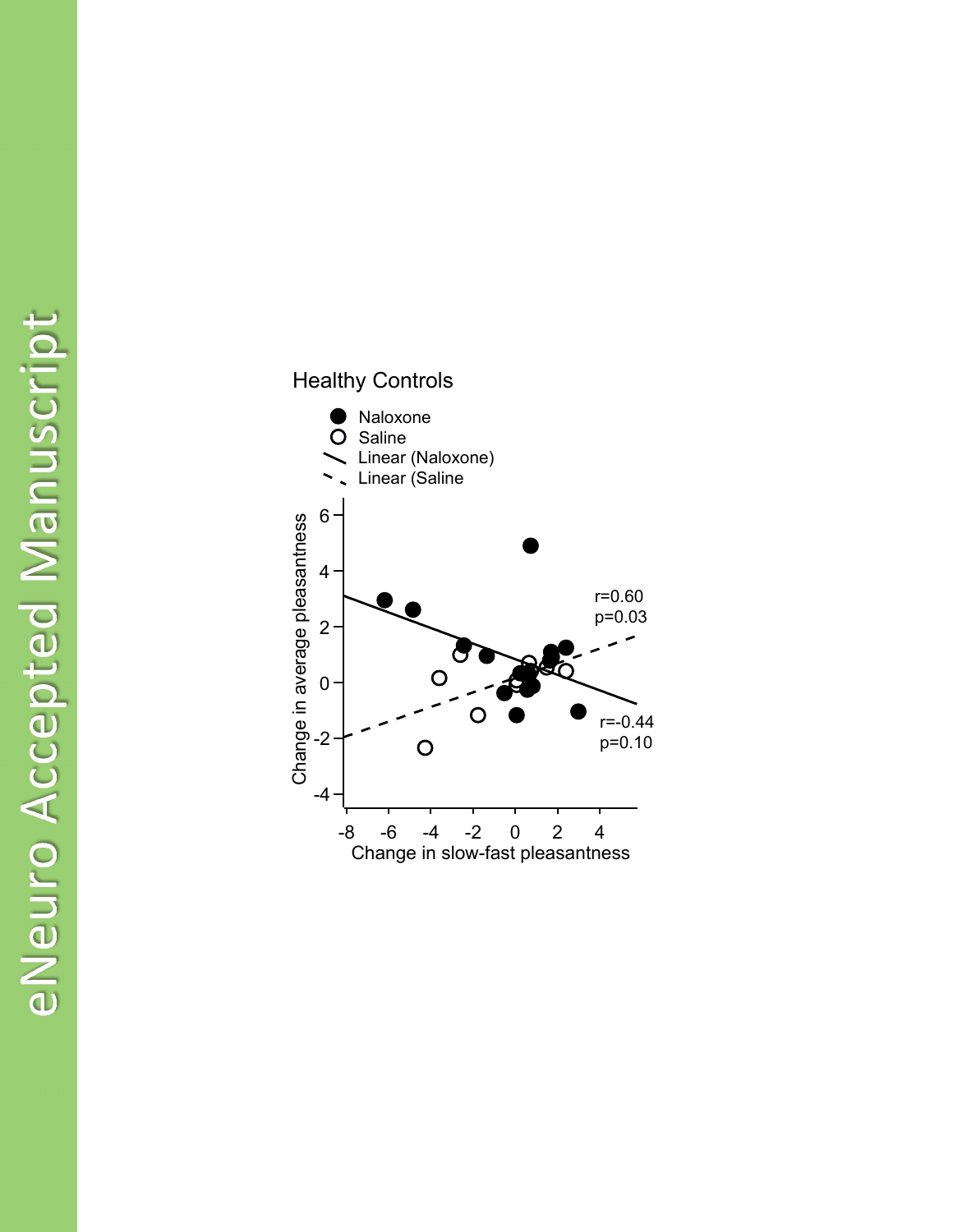Healthy Controls

Naloxone

Saline

Linear (Naloxone)

Linear (Saline

r=0.60

p=0.03

r=-0.44

p=0.10

Change in average pleasantness

Change in slow-fast pleasantness

6

4

2

0

-2

-4

-8 -6 -4 -2 0 2 4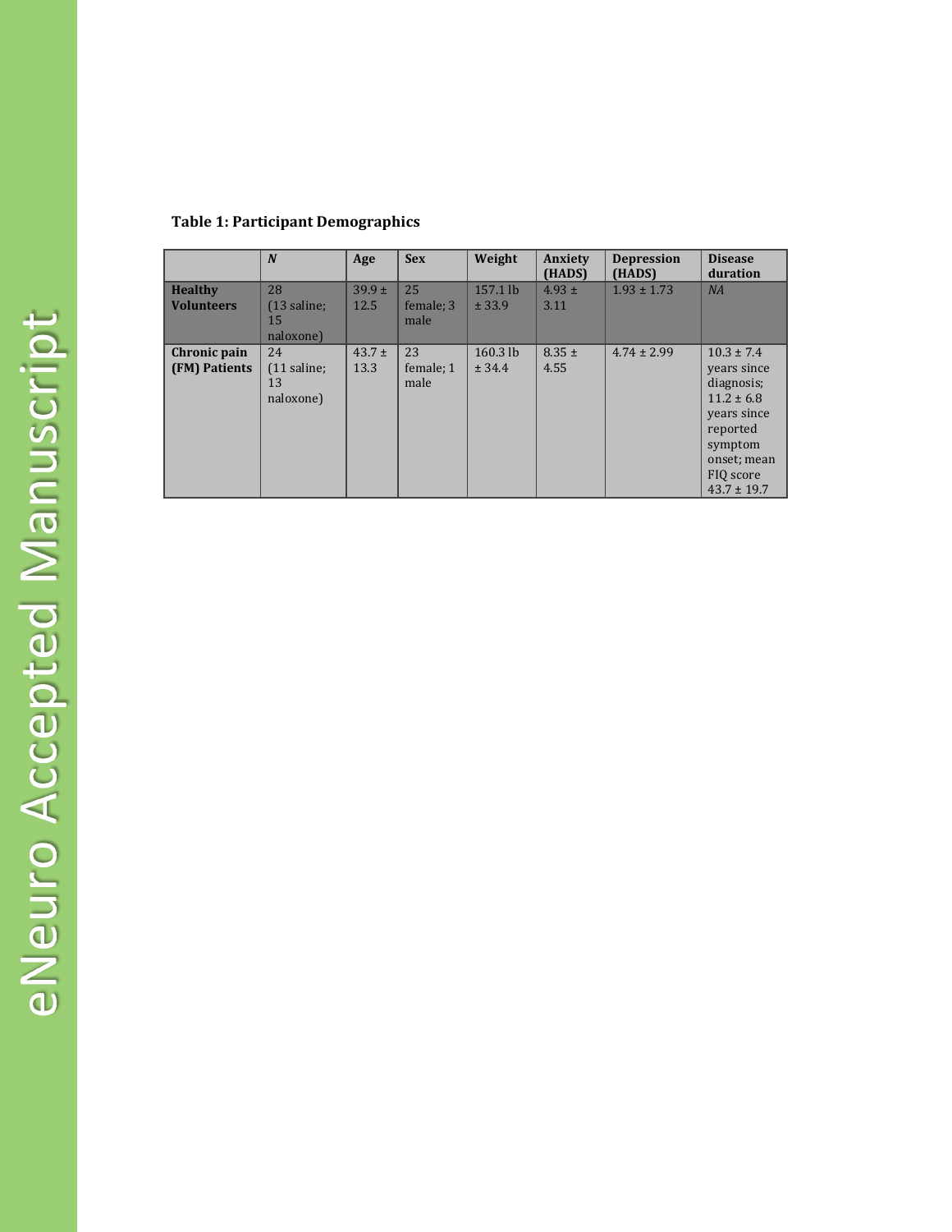**Table 1: Participant Demographics**

| | *N* | Age | Sex | Weight | Anxiety (HADS) | Depression (HADS) | Disease duration |
|---|---|---|---|---|---|---|---|
| **Healthy Volunteers** | 28 (13 saline; 15 naloxone) | 39.9 ± 12.5 | 25 female; 3 male | 157.1 lb ± 33.9 | 4.93 ± 3.11 | 1.93 ± 1.73 | *NA* |
| **Chronic pain (FM) Patients** | 24 (11 saline; 13 naloxone) | 43.7 ± 13.3 | 23 female; 1 male | 160.3 lb ± 34.4 | 8.35 ± 4.55 | 4.74 ± 2.99 | 10.3 ± 7.4 years since diagnosis; 11.2 ± 6.8 years since reported symptom onset; mean FIQ score 43.7 ± 19.7 |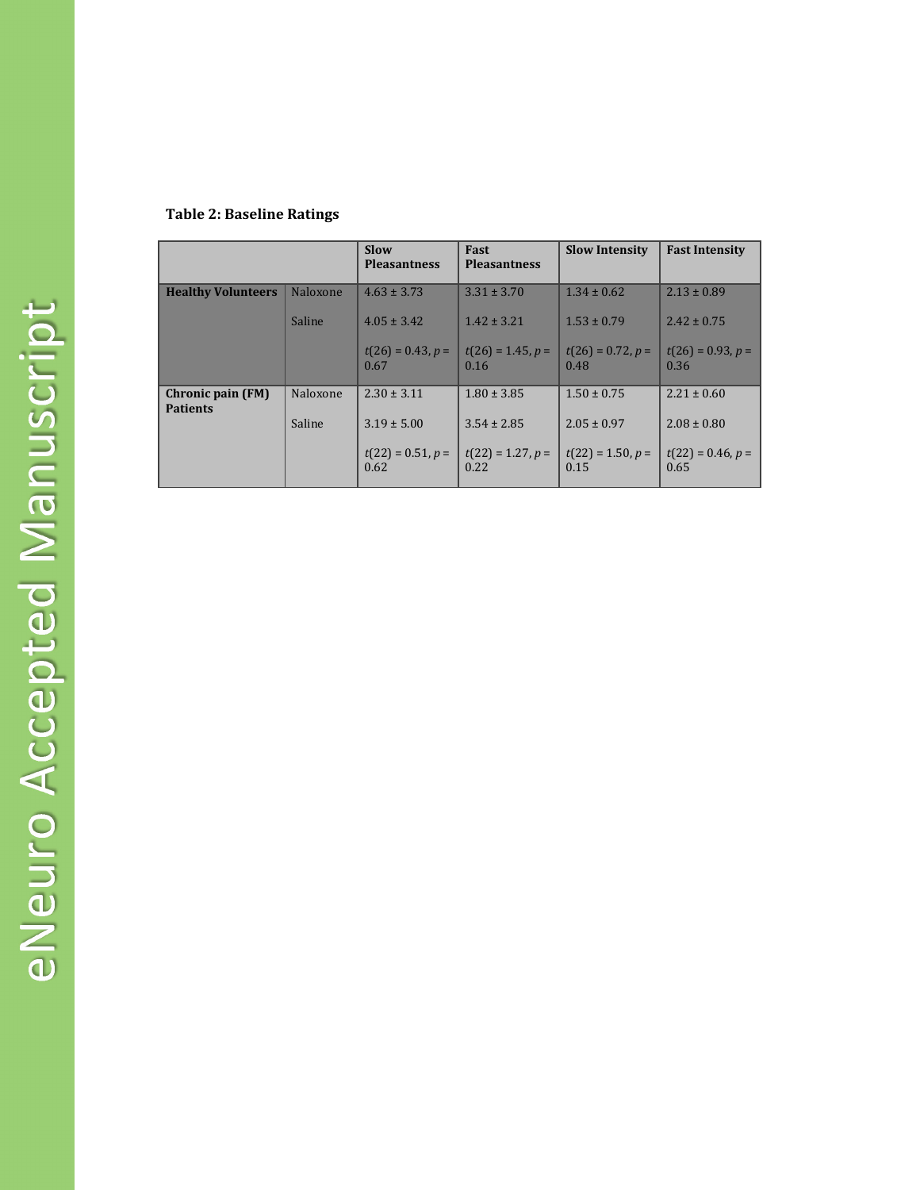**Table 2: Baseline Ratings**

| | | Slow Pleasantness | Fast Pleasantness | Slow Intensity | Fast Intensity |
|---|---|---|---|---|---|
| **Healthy Volunteers** | Naloxone | 4.63 ± 3.73 | 3.31 ± 3.70 | 1.34 ± 0.62 | 2.13 ± 0.89 |
| | Saline | 4.05 ± 3.42 | 1.42 ± 3.21 | 1.53 ± 0.79 | 2.42 ± 0.75 |
| | | $t(26) = 0.43$, $p = 0.67$ | $t(26) = 1.45$, $p = 0.16$ | $t(26) = 0.72$, $p = 0.48$ | $t(26) = 0.93$, $p = 0.36$ |
| **Chronic pain (FM) Patients** | Naloxone | 2.30 ± 3.11 | 1.80 ± 3.85 | 1.50 ± 0.75 | 2.21 ± 0.60 |
| | Saline | 3.19 ± 5.00 | 3.54 ± 2.85 | 2.05 ± 0.97 | 2.08 ± 0.80 |
| | | $t(22) = 0.51$, $p = 0.62$ | $t(22) = 1.27$, $p = 0.22$ | $t(22) = 1.50$, $p = 0.15$ | $t(22) = 0.46$, $p = 0.65$ |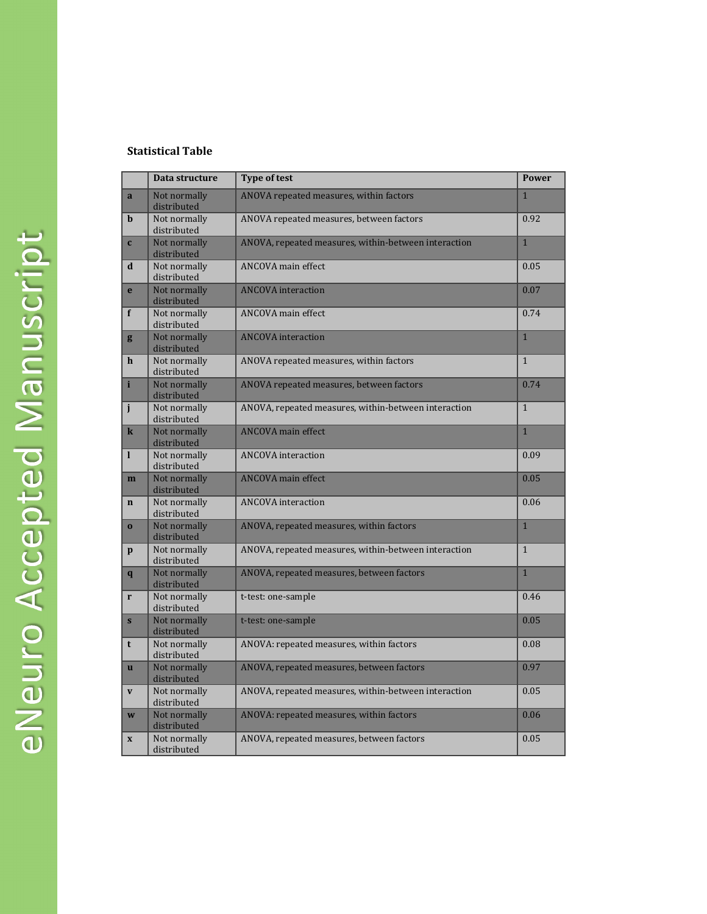**Statistical Table**

| | Data structure | Type of test | Power |
|---|---|---|---|
| **a** | Not normally distributed | ANOVA repeated measures, within factors | 1 |
| **b** | Not normally distributed | ANOVA repeated measures, between factors | 0.92 |
| **c** | Not normally distributed | ANOVA, repeated measures, within-between interaction | 1 |
| **d** | Not normally distributed | ANCOVA main effect | 0.05 |
| **e** | Not normally distributed | ANCOVA interaction | 0.07 |
| **f** | Not normally distributed | ANCOVA main effect | 0.74 |
| **g** | Not normally distributed | ANCOVA interaction | 1 |
| **h** | Not normally distributed | ANOVA repeated measures, within factors | 1 |
| **i** | Not normally distributed | ANOVA repeated measures, between factors | 0.74 |
| **j** | Not normally distributed | ANOVA, repeated measures, within-between interaction | 1 |
| **k** | Not normally distributed | ANCOVA main effect | 1 |
| **l** | Not normally distributed | ANCOVA interaction | 0.09 |
| **m** | Not normally distributed | ANCOVA main effect | 0.05 |
| **n** | Not normally distributed | ANCOVA interaction | 0.06 |
| **o** | Not normally distributed | ANOVA, repeated measures, within factors | 1 |
| **p** | Not normally distributed | ANOVA, repeated measures, within-between interaction | 1 |
| **q** | Not normally distributed | ANOVA, repeated measures, between factors | 1 |
| **r** | Not normally distributed | t-test: one-sample | 0.46 |
| **s** | Not normally distributed | t-test: one-sample | 0.05 |
| **t** | Not normally distributed | ANOVA: repeated measures, within factors | 0.08 |
| **u** | Not normally distributed | ANOVA, repeated measures, between factors | 0.97 |
| **v** | Not normally distributed | ANOVA, repeated measures, within-between interaction | 0.05 |
| **w** | Not normally distributed | ANOVA: repeated measures, within factors | 0.06 |
| **x** | Not normally distributed | ANOVA, repeated measures, between factors | 0.05 |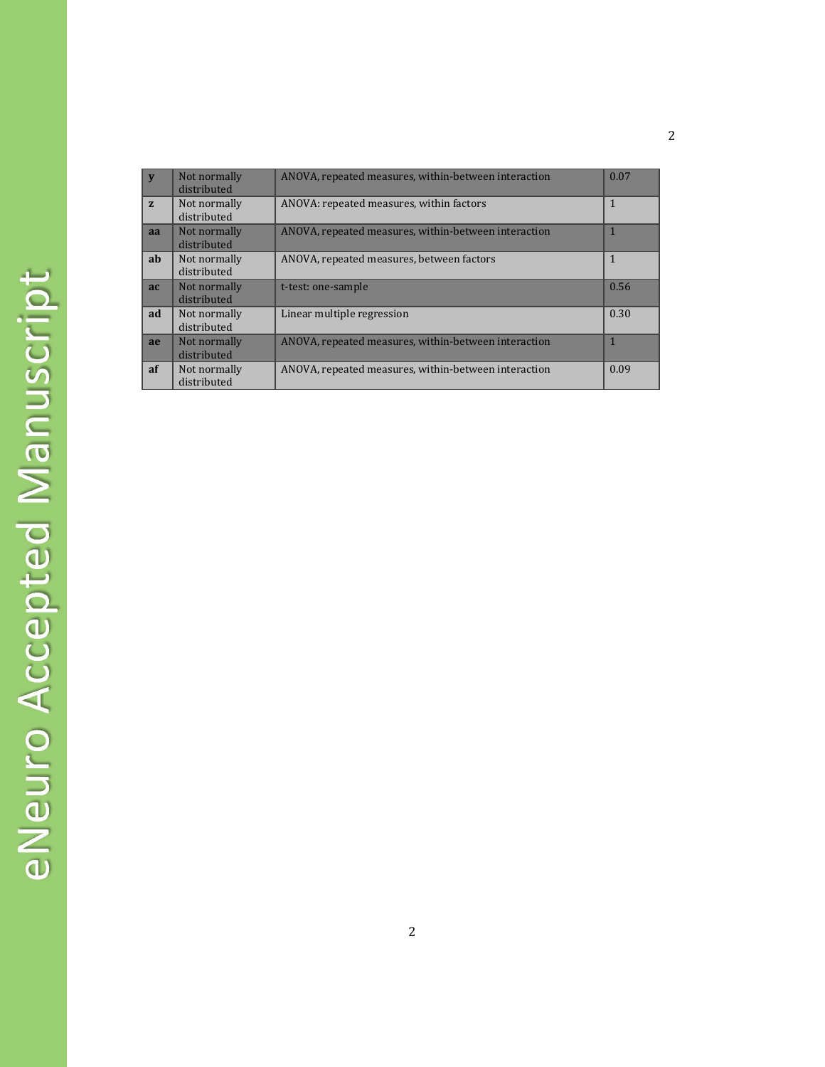| | | | |
|---|---|---|---|
| **y** | Not normally distributed | ANOVA, repeated measures, within-between interaction | 0.07 |
| **z** | Not normally distributed | ANOVA: repeated measures, within factors | 1 |
| **aa** | Not normally distributed | ANOVA, repeated measures, within-between interaction | 1 |
| **ab** | Not normally distributed | ANOVA, repeated measures, between factors | 1 |
| **ac** | Not normally distributed | t-test: one-sample | 0.56 |
| **ad** | Not normally distributed | Linear multiple regression | 0.30 |
| **ae** | Not normally distributed | ANOVA, repeated measures, within-between interaction | 1 |
| **af** | Not normally distributed | ANOVA, repeated measures, within-between interaction | 0.09 |